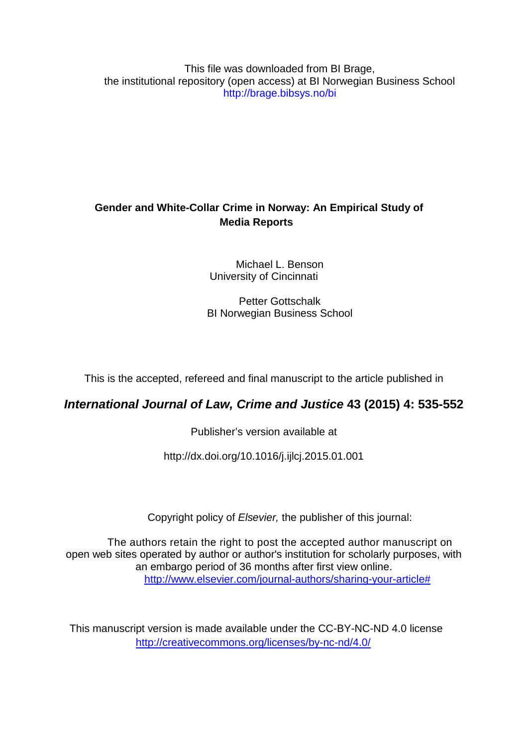This file was downloaded from BI Brage,
the institutional repository (open access) at BI Norwegian Business School
http://brage.bibsys.no/bi

# Gender and White-Collar Crime in Norway: An Empirical Study of Media Reports

Michael L. Benson
University of Cincinnati

Petter Gottschalk
BI Norwegian Business School

This is the accepted, refereed and final manuscript to the article published in

***International Journal of Law, Crime and Justice* 43 (2015) 4: 535-552**

Publisher's version available at

http://dx.doi.org/10.1016/j.ijlcj.2015.01.001

Copyright policy of *Elsevier,* the publisher of this journal:

The authors retain the right to post the accepted author manuscript on open web sites operated by author or author's institution for scholarly purposes, with an embargo period of 36 months after first view online.
http://www.elsevier.com/journal-authors/sharing-your-article#

This manuscript version is made available under the CC-BY-NC-ND 4.0 license
http://creativecommons.org/licenses/by-nc-nd/4.0/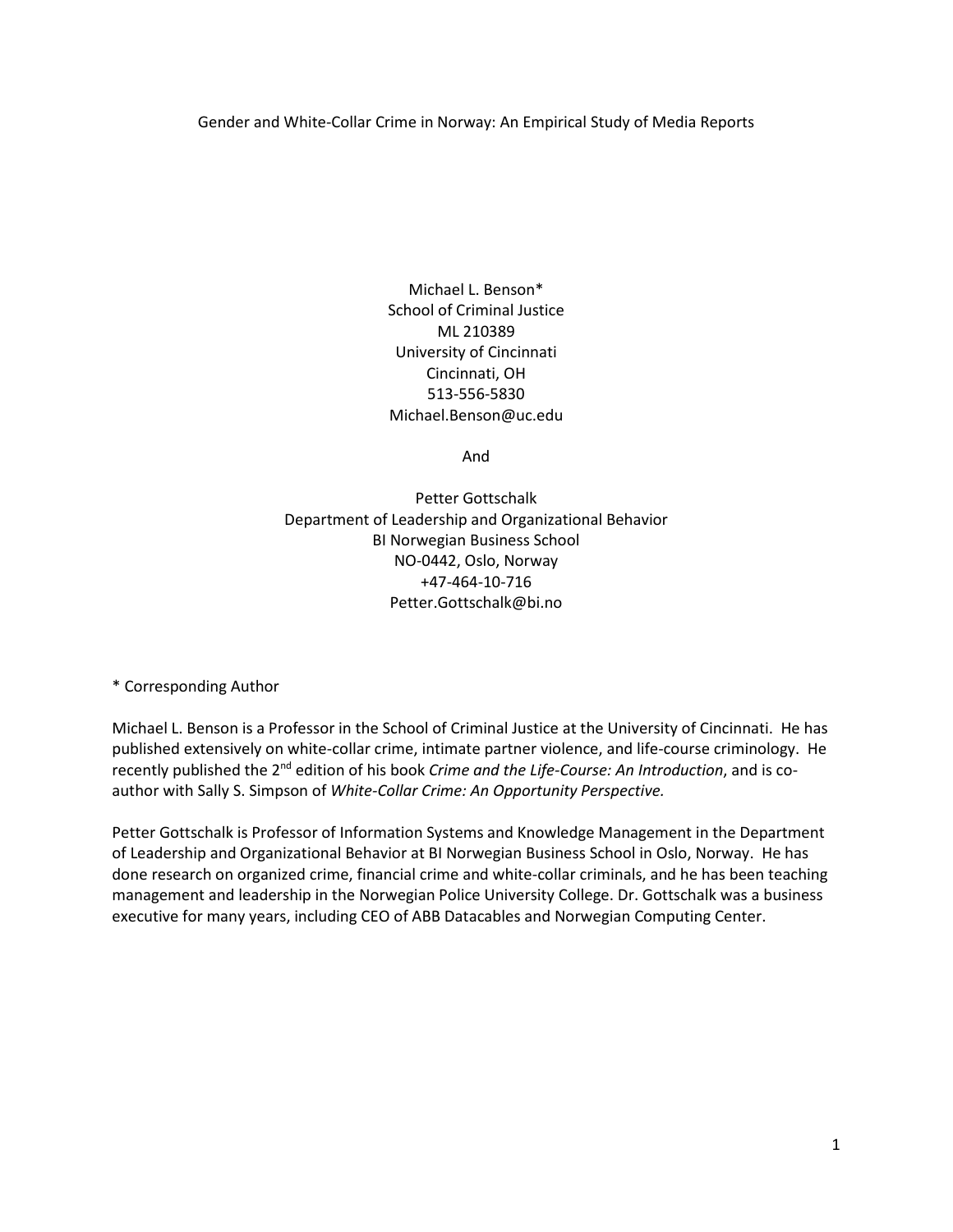Gender and White-Collar Crime in Norway: An Empirical Study of Media Reports

Michael L. Benson*
School of Criminal Justice
ML 210389
University of Cincinnati
Cincinnati, OH
513-556-5830
Michael.Benson@uc.edu

And

Petter Gottschalk
Department of Leadership and Organizational Behavior
BI Norwegian Business School
NO-0442, Oslo, Norway
+47-464-10-716
Petter.Gottschalk@bi.no

* Corresponding Author

Michael L. Benson is a Professor in the School of Criminal Justice at the University of Cincinnati. He has published extensively on white-collar crime, intimate partner violence, and life-course criminology. He recently published the 2nd edition of his book *Crime and the Life-Course: An Introduction*, and is co-author with Sally S. Simpson of *White-Collar Crime: An Opportunity Perspective.*

Petter Gottschalk is Professor of Information Systems and Knowledge Management in the Department of Leadership and Organizational Behavior at BI Norwegian Business School in Oslo, Norway. He has done research on organized crime, financial crime and white-collar criminals, and he has been teaching management and leadership in the Norwegian Police University College. Dr. Gottschalk was a business executive for many years, including CEO of ABB Datacables and Norwegian Computing Center.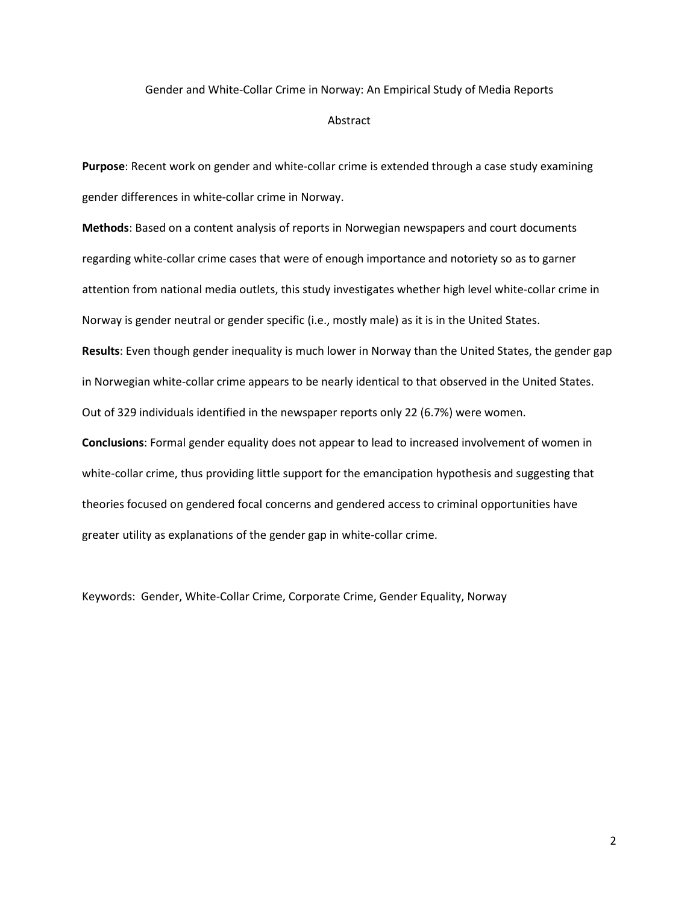# Gender and White-Collar Crime in Norway: An Empirical Study of Media Reports

## Abstract

**Purpose**: Recent work on gender and white-collar crime is extended through a case study examining gender differences in white-collar crime in Norway.

**Methods**: Based on a content analysis of reports in Norwegian newspapers and court documents regarding white-collar crime cases that were of enough importance and notoriety so as to garner attention from national media outlets, this study investigates whether high level white-collar crime in Norway is gender neutral or gender specific (i.e., mostly male) as it is in the United States.

**Results**: Even though gender inequality is much lower in Norway than the United States, the gender gap in Norwegian white-collar crime appears to be nearly identical to that observed in the United States. Out of 329 individuals identified in the newspaper reports only 22 (6.7%) were women.

**Conclusions**: Formal gender equality does not appear to lead to increased involvement of women in white-collar crime, thus providing little support for the emancipation hypothesis and suggesting that theories focused on gendered focal concerns and gendered access to criminal opportunities have greater utility as explanations of the gender gap in white-collar crime.

Keywords: Gender, White-Collar Crime, Corporate Crime, Gender Equality, Norway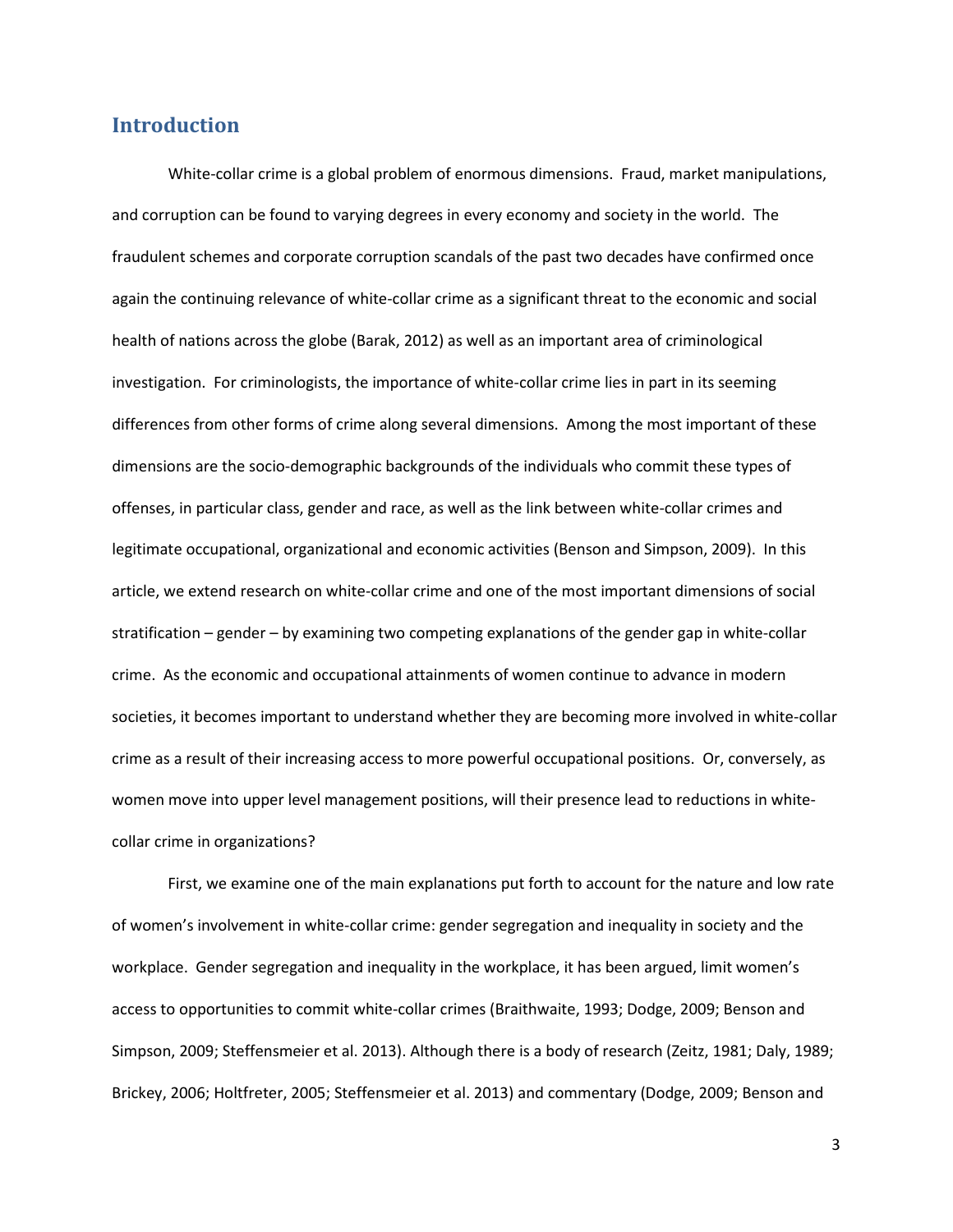## Introduction

White-collar crime is a global problem of enormous dimensions. Fraud, market manipulations, and corruption can be found to varying degrees in every economy and society in the world. The fraudulent schemes and corporate corruption scandals of the past two decades have confirmed once again the continuing relevance of white-collar crime as a significant threat to the economic and social health of nations across the globe (Barak, 2012) as well as an important area of criminological investigation. For criminologists, the importance of white-collar crime lies in part in its seeming differences from other forms of crime along several dimensions. Among the most important of these dimensions are the socio-demographic backgrounds of the individuals who commit these types of offenses, in particular class, gender and race, as well as the link between white-collar crimes and legitimate occupational, organizational and economic activities (Benson and Simpson, 2009). In this article, we extend research on white-collar crime and one of the most important dimensions of social stratification – gender – by examining two competing explanations of the gender gap in white-collar crime. As the economic and occupational attainments of women continue to advance in modern societies, it becomes important to understand whether they are becoming more involved in white-collar crime as a result of their increasing access to more powerful occupational positions. Or, conversely, as women move into upper level management positions, will their presence lead to reductions in white-collar crime in organizations?

First, we examine one of the main explanations put forth to account for the nature and low rate of women's involvement in white-collar crime: gender segregation and inequality in society and the workplace. Gender segregation and inequality in the workplace, it has been argued, limit women's access to opportunities to commit white-collar crimes (Braithwaite, 1993; Dodge, 2009; Benson and Simpson, 2009; Steffensmeier et al. 2013). Although there is a body of research (Zeitz, 1981; Daly, 1989; Brickey, 2006; Holtfreter, 2005; Steffensmeier et al. 2013) and commentary (Dodge, 2009; Benson and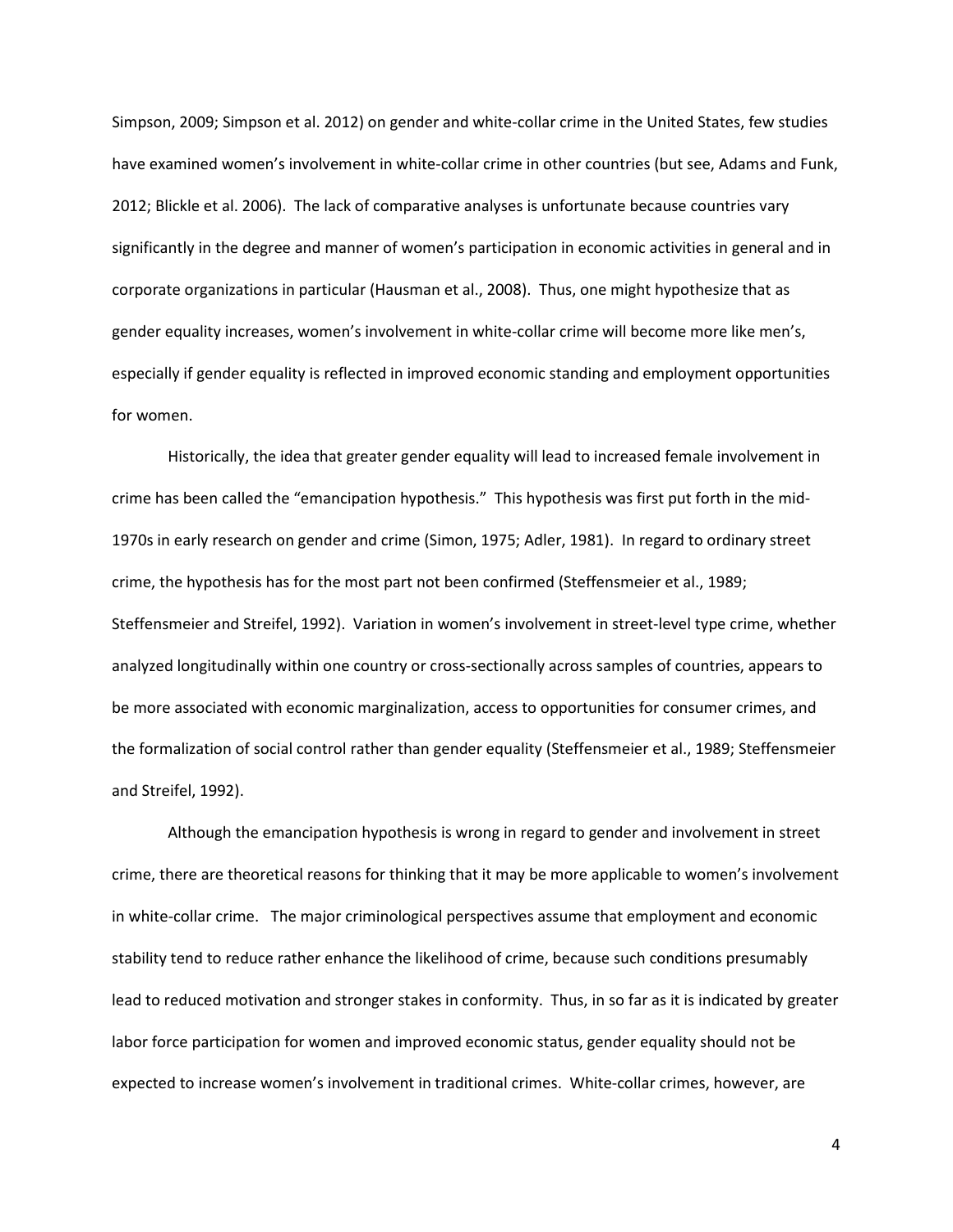Simpson, 2009; Simpson et al. 2012) on gender and white-collar crime in the United States, few studies have examined women's involvement in white-collar crime in other countries (but see, Adams and Funk, 2012; Blickle et al. 2006). The lack of comparative analyses is unfortunate because countries vary significantly in the degree and manner of women's participation in economic activities in general and in corporate organizations in particular (Hausman et al., 2008). Thus, one might hypothesize that as gender equality increases, women's involvement in white-collar crime will become more like men's, especially if gender equality is reflected in improved economic standing and employment opportunities for women.

Historically, the idea that greater gender equality will lead to increased female involvement in crime has been called the "emancipation hypothesis." This hypothesis was first put forth in the mid-1970s in early research on gender and crime (Simon, 1975; Adler, 1981). In regard to ordinary street crime, the hypothesis has for the most part not been confirmed (Steffensmeier et al., 1989; Steffensmeier and Streifel, 1992). Variation in women's involvement in street-level type crime, whether analyzed longitudinally within one country or cross-sectionally across samples of countries, appears to be more associated with economic marginalization, access to opportunities for consumer crimes, and the formalization of social control rather than gender equality (Steffensmeier et al., 1989; Steffensmeier and Streifel, 1992).

Although the emancipation hypothesis is wrong in regard to gender and involvement in street crime, there are theoretical reasons for thinking that it may be more applicable to women's involvement in white-collar crime. The major criminological perspectives assume that employment and economic stability tend to reduce rather enhance the likelihood of crime, because such conditions presumably lead to reduced motivation and stronger stakes in conformity. Thus, in so far as it is indicated by greater labor force participation for women and improved economic status, gender equality should not be expected to increase women's involvement in traditional crimes. White-collar crimes, however, are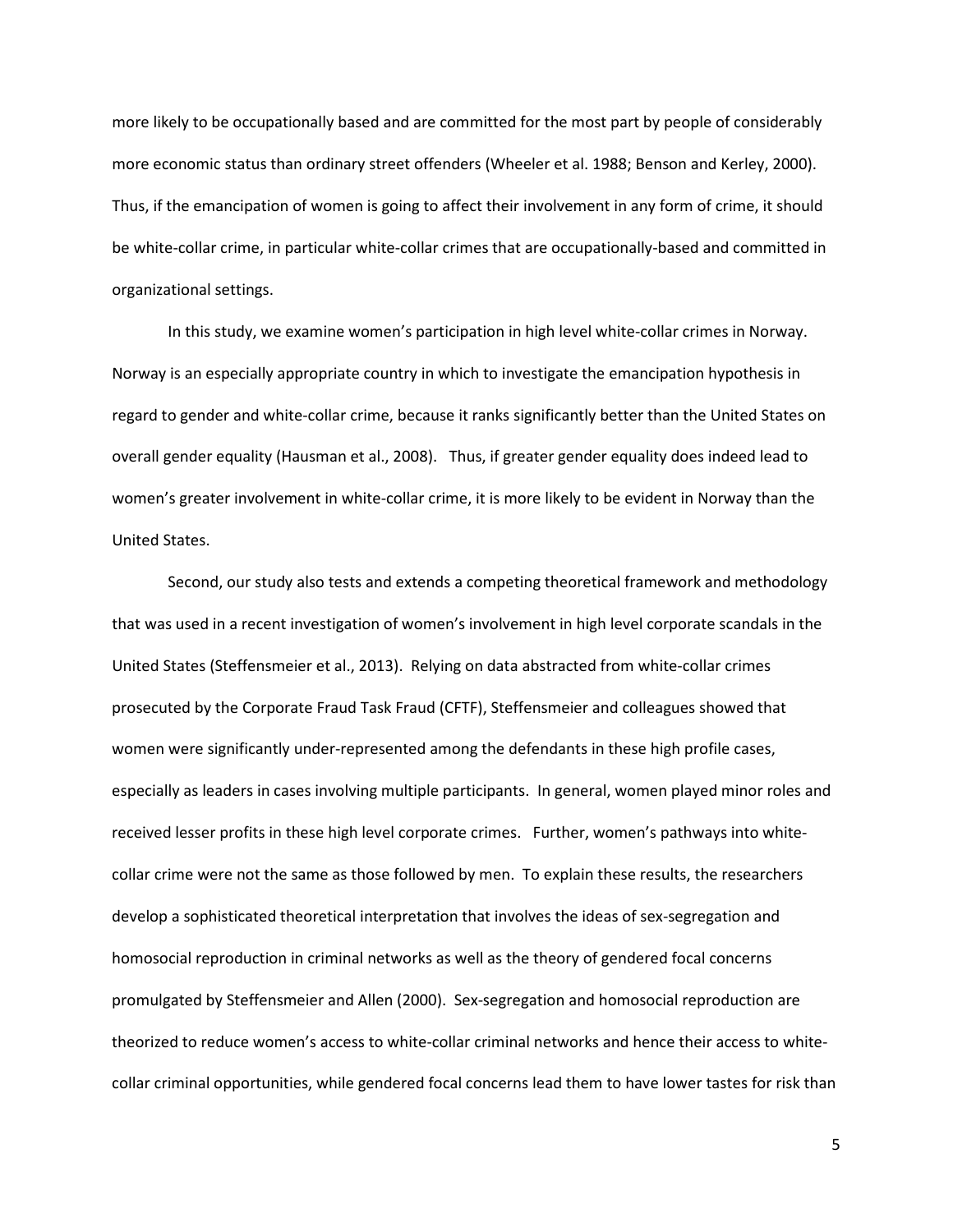more likely to be occupationally based and are committed for the most part by people of considerably more economic status than ordinary street offenders (Wheeler et al. 1988; Benson and Kerley, 2000). Thus, if the emancipation of women is going to affect their involvement in any form of crime, it should be white-collar crime, in particular white-collar crimes that are occupationally-based and committed in organizational settings.

In this study, we examine women's participation in high level white-collar crimes in Norway. Norway is an especially appropriate country in which to investigate the emancipation hypothesis in regard to gender and white-collar crime, because it ranks significantly better than the United States on overall gender equality (Hausman et al., 2008). Thus, if greater gender equality does indeed lead to women's greater involvement in white-collar crime, it is more likely to be evident in Norway than the United States.

Second, our study also tests and extends a competing theoretical framework and methodology that was used in a recent investigation of women's involvement in high level corporate scandals in the United States (Steffensmeier et al., 2013). Relying on data abstracted from white-collar crimes prosecuted by the Corporate Fraud Task Fraud (CFTF), Steffensmeier and colleagues showed that women were significantly under-represented among the defendants in these high profile cases, especially as leaders in cases involving multiple participants. In general, women played minor roles and received lesser profits in these high level corporate crimes. Further, women's pathways into white-collar crime were not the same as those followed by men. To explain these results, the researchers develop a sophisticated theoretical interpretation that involves the ideas of sex-segregation and homosocial reproduction in criminal networks as well as the theory of gendered focal concerns promulgated by Steffensmeier and Allen (2000). Sex-segregation and homosocial reproduction are theorized to reduce women's access to white-collar criminal networks and hence their access to white-collar criminal opportunities, while gendered focal concerns lead them to have lower tastes for risk than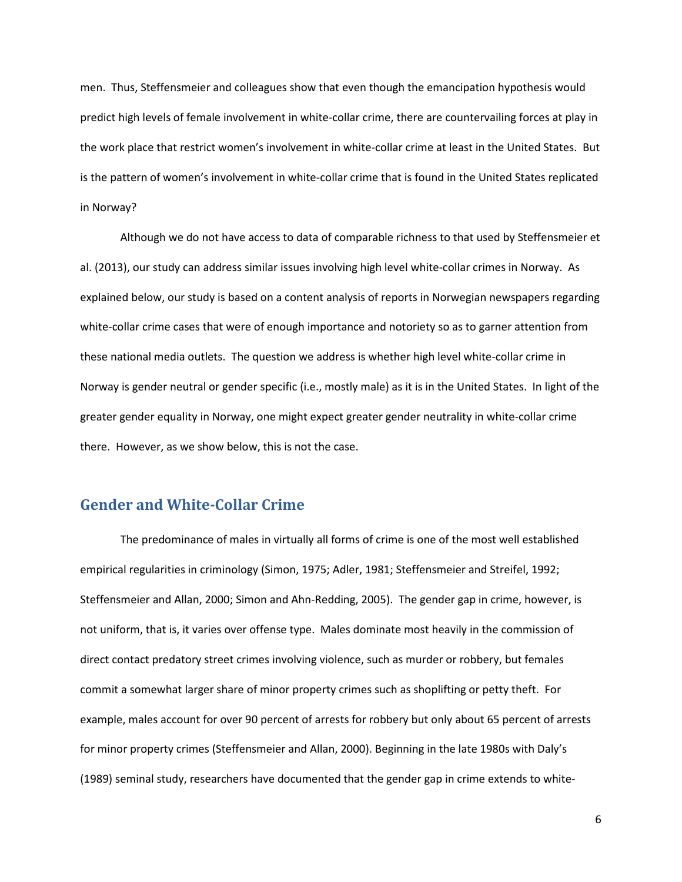men. Thus, Steffensmeier and colleagues show that even though the emancipation hypothesis would predict high levels of female involvement in white-collar crime, there are countervailing forces at play in the work place that restrict women's involvement in white-collar crime at least in the United States. But is the pattern of women's involvement in white-collar crime that is found in the United States replicated in Norway?

Although we do not have access to data of comparable richness to that used by Steffensmeier et al. (2013), our study can address similar issues involving high level white-collar crimes in Norway. As explained below, our study is based on a content analysis of reports in Norwegian newspapers regarding white-collar crime cases that were of enough importance and notoriety so as to garner attention from these national media outlets. The question we address is whether high level white-collar crime in Norway is gender neutral or gender specific (i.e., mostly male) as it is in the United States. In light of the greater gender equality in Norway, one might expect greater gender neutrality in white-collar crime there. However, as we show below, this is not the case.

## Gender and White-Collar Crime

The predominance of males in virtually all forms of crime is one of the most well established empirical regularities in criminology (Simon, 1975; Adler, 1981; Steffensmeier and Streifel, 1992; Steffensmeier and Allan, 2000; Simon and Ahn-Redding, 2005). The gender gap in crime, however, is not uniform, that is, it varies over offense type. Males dominate most heavily in the commission of direct contact predatory street crimes involving violence, such as murder or robbery, but females commit a somewhat larger share of minor property crimes such as shoplifting or petty theft. For example, males account for over 90 percent of arrests for robbery but only about 65 percent of arrests for minor property crimes (Steffensmeier and Allan, 2000). Beginning in the late 1980s with Daly's (1989) seminal study, researchers have documented that the gender gap in crime extends to white-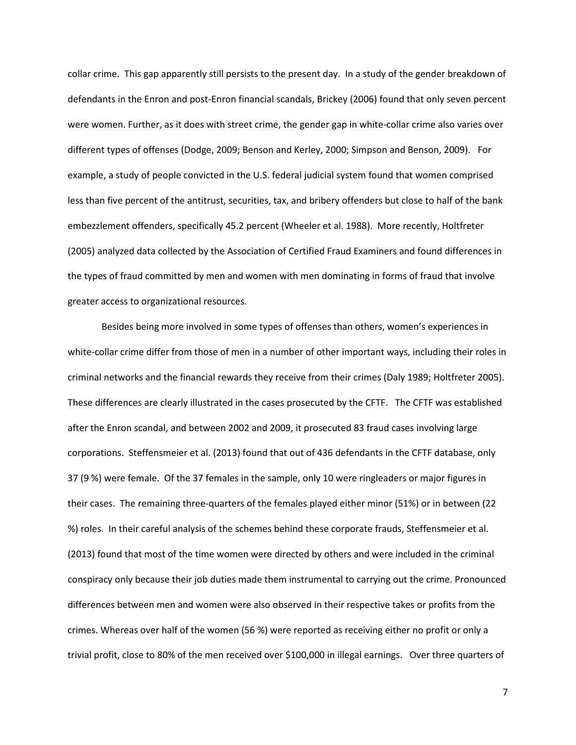collar crime. This gap apparently still persists to the present day. In a study of the gender breakdown of defendants in the Enron and post-Enron financial scandals, Brickey (2006) found that only seven percent were women. Further, as it does with street crime, the gender gap in white-collar crime also varies over different types of offenses (Dodge, 2009; Benson and Kerley, 2000; Simpson and Benson, 2009). For example, a study of people convicted in the U.S. federal judicial system found that women comprised less than five percent of the antitrust, securities, tax, and bribery offenders but close to half of the bank embezzlement offenders, specifically 45.2 percent (Wheeler et al. 1988). More recently, Holtfreter (2005) analyzed data collected by the Association of Certified Fraud Examiners and found differences in the types of fraud committed by men and women with men dominating in forms of fraud that involve greater access to organizational resources.

Besides being more involved in some types of offenses than others, women's experiences in white-collar crime differ from those of men in a number of other important ways, including their roles in criminal networks and the financial rewards they receive from their crimes (Daly 1989; Holtfreter 2005). These differences are clearly illustrated in the cases prosecuted by the CFTF. The CFTF was established after the Enron scandal, and between 2002 and 2009, it prosecuted 83 fraud cases involving large corporations. Steffensmeier et al. (2013) found that out of 436 defendants in the CFTF database, only 37 (9 %) were female. Of the 37 females in the sample, only 10 were ringleaders or major figures in their cases. The remaining three-quarters of the females played either minor (51%) or in between (22 %) roles. In their careful analysis of the schemes behind these corporate frauds, Steffensmeier et al. (2013) found that most of the time women were directed by others and were included in the criminal conspiracy only because their job duties made them instrumental to carrying out the crime. Pronounced differences between men and women were also observed in their respective takes or profits from the crimes. Whereas over half of the women (56 %) were reported as receiving either no profit or only a trivial profit, close to 80% of the men received over $100,000 in illegal earnings. Over three quarters of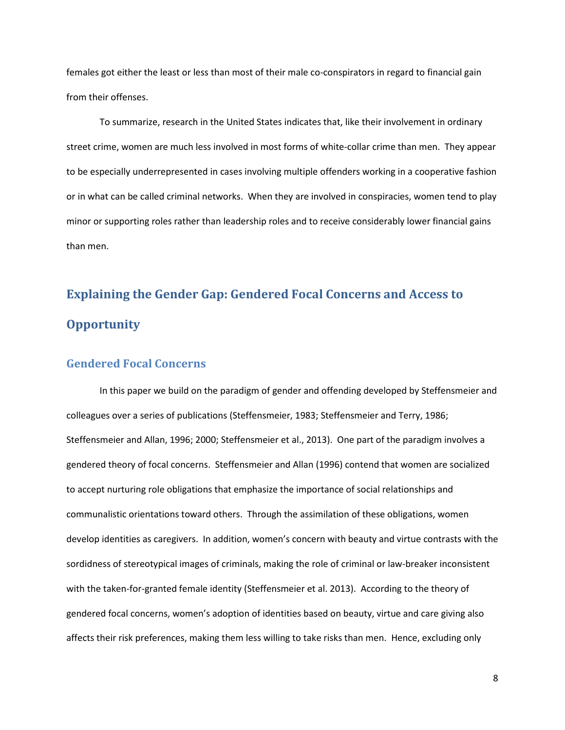females got either the least or less than most of their male co-conspirators in regard to financial gain from their offenses.

To summarize, research in the United States indicates that, like their involvement in ordinary street crime, women are much less involved in most forms of white-collar crime than men. They appear to be especially underrepresented in cases involving multiple offenders working in a cooperative fashion or in what can be called criminal networks. When they are involved in conspiracies, women tend to play minor or supporting roles rather than leadership roles and to receive considerably lower financial gains than men.

## Explaining the Gender Gap: Gendered Focal Concerns and Access to Opportunity

### Gendered Focal Concerns

In this paper we build on the paradigm of gender and offending developed by Steffensmeier and colleagues over a series of publications (Steffensmeier, 1983; Steffensmeier and Terry, 1986; Steffensmeier and Allan, 1996; 2000; Steffensmeier et al., 2013). One part of the paradigm involves a gendered theory of focal concerns. Steffensmeier and Allan (1996) contend that women are socialized to accept nurturing role obligations that emphasize the importance of social relationships and communalistic orientations toward others. Through the assimilation of these obligations, women develop identities as caregivers. In addition, women's concern with beauty and virtue contrasts with the sordidness of stereotypical images of criminals, making the role of criminal or law-breaker inconsistent with the taken-for-granted female identity (Steffensmeier et al. 2013). According to the theory of gendered focal concerns, women's adoption of identities based on beauty, virtue and care giving also affects their risk preferences, making them less willing to take risks than men. Hence, excluding only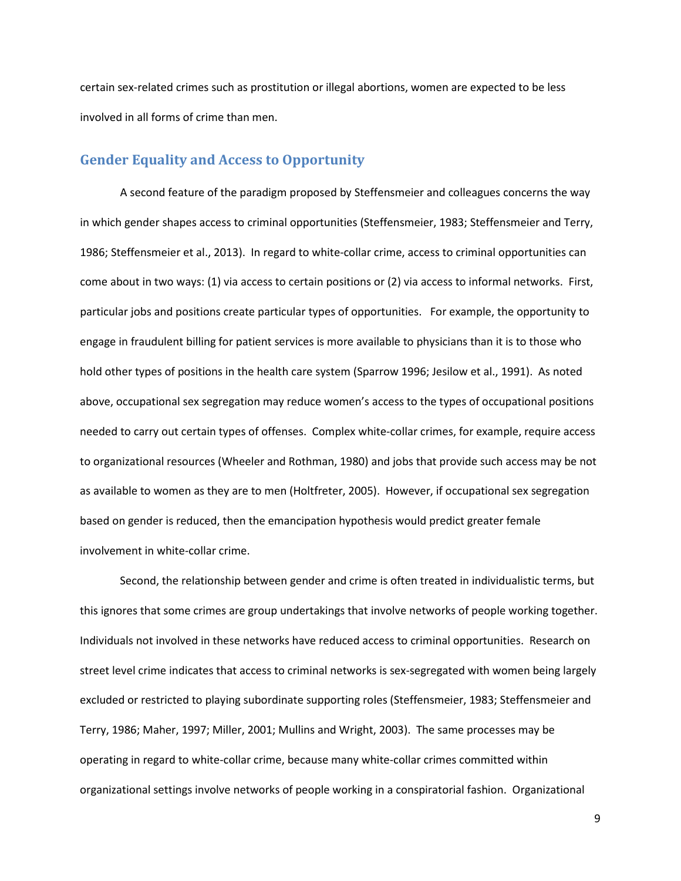certain sex-related crimes such as prostitution or illegal abortions, women are expected to be less involved in all forms of crime than men.

## Gender Equality and Access to Opportunity

A second feature of the paradigm proposed by Steffensmeier and colleagues concerns the way in which gender shapes access to criminal opportunities (Steffensmeier, 1983; Steffensmeier and Terry, 1986; Steffensmeier et al., 2013). In regard to white-collar crime, access to criminal opportunities can come about in two ways: (1) via access to certain positions or (2) via access to informal networks. First, particular jobs and positions create particular types of opportunities. For example, the opportunity to engage in fraudulent billing for patient services is more available to physicians than it is to those who hold other types of positions in the health care system (Sparrow 1996; Jesilow et al., 1991). As noted above, occupational sex segregation may reduce women's access to the types of occupational positions needed to carry out certain types of offenses. Complex white-collar crimes, for example, require access to organizational resources (Wheeler and Rothman, 1980) and jobs that provide such access may be not as available to women as they are to men (Holtfreter, 2005). However, if occupational sex segregation based on gender is reduced, then the emancipation hypothesis would predict greater female involvement in white-collar crime.

Second, the relationship between gender and crime is often treated in individualistic terms, but this ignores that some crimes are group undertakings that involve networks of people working together. Individuals not involved in these networks have reduced access to criminal opportunities. Research on street level crime indicates that access to criminal networks is sex-segregated with women being largely excluded or restricted to playing subordinate supporting roles (Steffensmeier, 1983; Steffensmeier and Terry, 1986; Maher, 1997; Miller, 2001; Mullins and Wright, 2003). The same processes may be operating in regard to white-collar crime, because many white-collar crimes committed within organizational settings involve networks of people working in a conspiratorial fashion. Organizational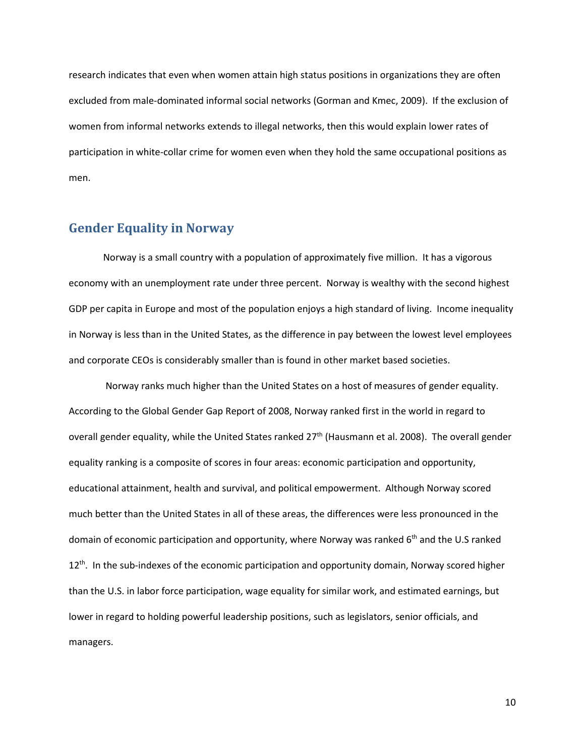research indicates that even when women attain high status positions in organizations they are often excluded from male-dominated informal social networks (Gorman and Kmec, 2009). If the exclusion of women from informal networks extends to illegal networks, then this would explain lower rates of participation in white-collar crime for women even when they hold the same occupational positions as men.

## Gender Equality in Norway

Norway is a small country with a population of approximately five million. It has a vigorous economy with an unemployment rate under three percent. Norway is wealthy with the second highest GDP per capita in Europe and most of the population enjoys a high standard of living. Income inequality in Norway is less than in the United States, as the difference in pay between the lowest level employees and corporate CEOs is considerably smaller than is found in other market based societies.

Norway ranks much higher than the United States on a host of measures of gender equality. According to the Global Gender Gap Report of 2008, Norway ranked first in the world in regard to overall gender equality, while the United States ranked 27th (Hausmann et al. 2008). The overall gender equality ranking is a composite of scores in four areas: economic participation and opportunity, educational attainment, health and survival, and political empowerment. Although Norway scored much better than the United States in all of these areas, the differences were less pronounced in the domain of economic participation and opportunity, where Norway was ranked 6th and the U.S ranked 12th. In the sub-indexes of the economic participation and opportunity domain, Norway scored higher than the U.S. in labor force participation, wage equality for similar work, and estimated earnings, but lower in regard to holding powerful leadership positions, such as legislators, senior officials, and managers.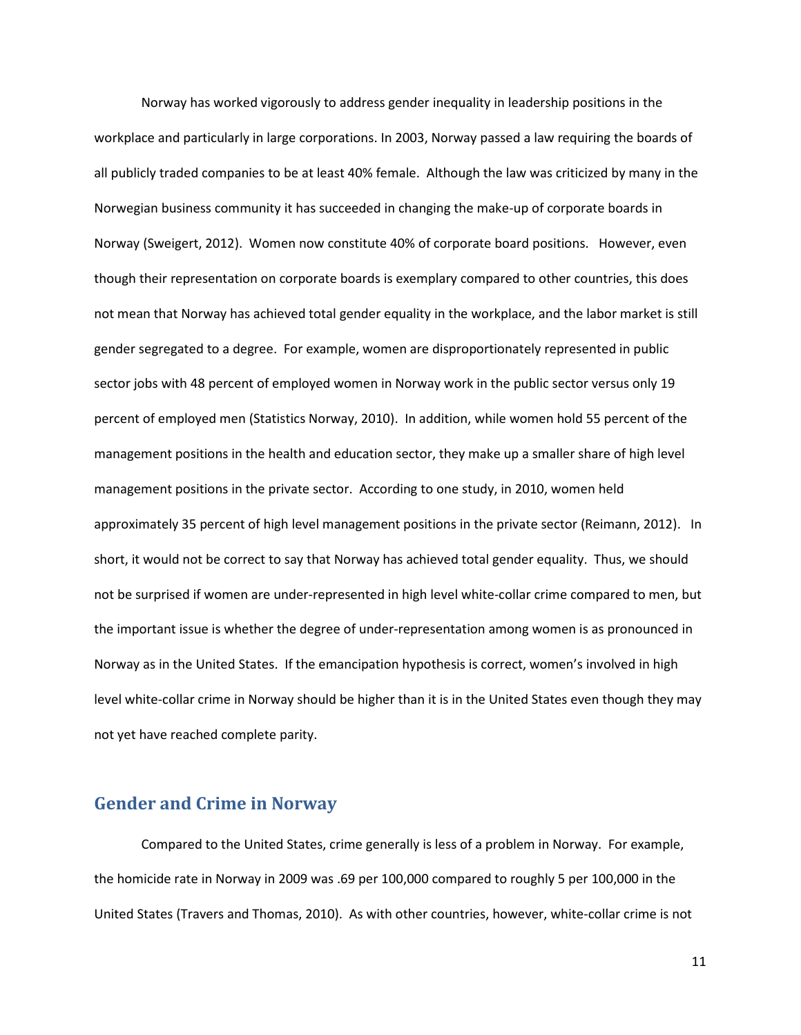Norway has worked vigorously to address gender inequality in leadership positions in the workplace and particularly in large corporations. In 2003, Norway passed a law requiring the boards of all publicly traded companies to be at least 40% female. Although the law was criticized by many in the Norwegian business community it has succeeded in changing the make-up of corporate boards in Norway (Sweigert, 2012). Women now constitute 40% of corporate board positions. However, even though their representation on corporate boards is exemplary compared to other countries, this does not mean that Norway has achieved total gender equality in the workplace, and the labor market is still gender segregated to a degree. For example, women are disproportionately represented in public sector jobs with 48 percent of employed women in Norway work in the public sector versus only 19 percent of employed men (Statistics Norway, 2010). In addition, while women hold 55 percent of the management positions in the health and education sector, they make up a smaller share of high level management positions in the private sector. According to one study, in 2010, women held approximately 35 percent of high level management positions in the private sector (Reimann, 2012). In short, it would not be correct to say that Norway has achieved total gender equality. Thus, we should not be surprised if women are under-represented in high level white-collar crime compared to men, but the important issue is whether the degree of under-representation among women is as pronounced in Norway as in the United States. If the emancipation hypothesis is correct, women's involved in high level white-collar crime in Norway should be higher than it is in the United States even though they may not yet have reached complete parity.

## Gender and Crime in Norway

Compared to the United States, crime generally is less of a problem in Norway. For example, the homicide rate in Norway in 2009 was .69 per 100,000 compared to roughly 5 per 100,000 in the United States (Travers and Thomas, 2010). As with other countries, however, white-collar crime is not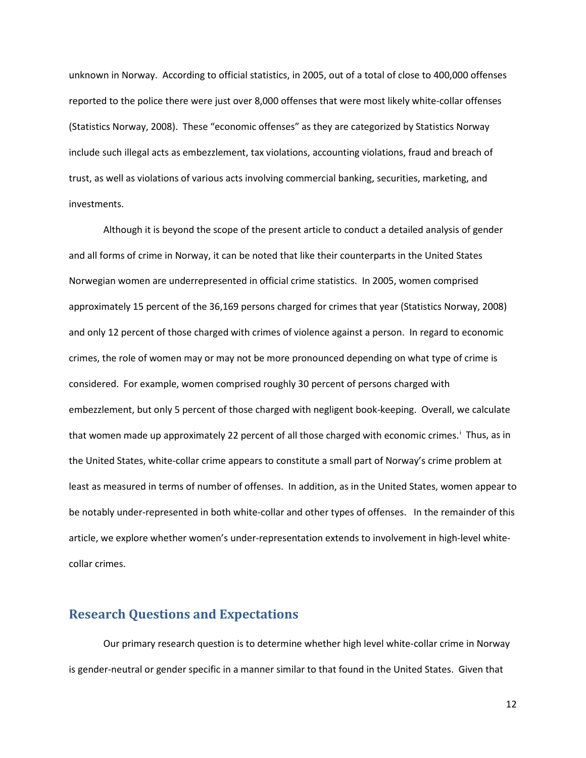unknown in Norway. According to official statistics, in 2005, out of a total of close to 400,000 offenses reported to the police there were just over 8,000 offenses that were most likely white-collar offenses (Statistics Norway, 2008). These "economic offenses" as they are categorized by Statistics Norway include such illegal acts as embezzlement, tax violations, accounting violations, fraud and breach of trust, as well as violations of various acts involving commercial banking, securities, marketing, and investments.

Although it is beyond the scope of the present article to conduct a detailed analysis of gender and all forms of crime in Norway, it can be noted that like their counterparts in the United States Norwegian women are underrepresented in official crime statistics. In 2005, women comprised approximately 15 percent of the 36,169 persons charged for crimes that year (Statistics Norway, 2008) and only 12 percent of those charged with crimes of violence against a person. In regard to economic crimes, the role of women may or may not be more pronounced depending on what type of crime is considered. For example, women comprised roughly 30 percent of persons charged with embezzlement, but only 5 percent of those charged with negligent book-keeping. Overall, we calculate that women made up approximately 22 percent of all those charged with economic crimes.[i] Thus, as in the United States, white-collar crime appears to constitute a small part of Norway's crime problem at least as measured in terms of number of offenses. In addition, as in the United States, women appear to be notably under-represented in both white-collar and other types of offenses. In the remainder of this article, we explore whether women's under-representation extends to involvement in high-level white-collar crimes.

## Research Questions and Expectations

Our primary research question is to determine whether high level white-collar crime in Norway is gender-neutral or gender specific in a manner similar to that found in the United States. Given that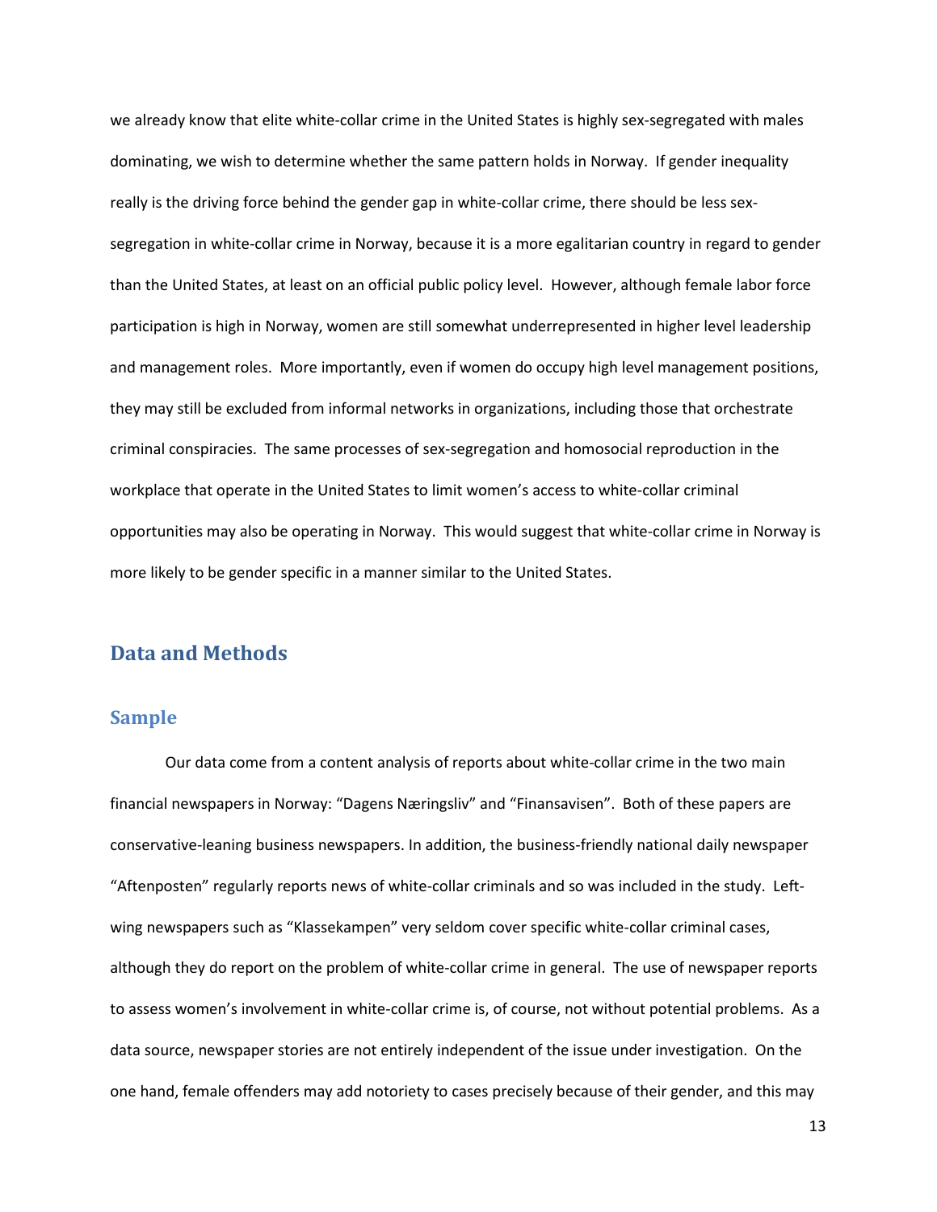we already know that elite white-collar crime in the United States is highly sex-segregated with males dominating, we wish to determine whether the same pattern holds in Norway. If gender inequality really is the driving force behind the gender gap in white-collar crime, there should be less sex-segregation in white-collar crime in Norway, because it is a more egalitarian country in regard to gender than the United States, at least on an official public policy level. However, although female labor force participation is high in Norway, women are still somewhat underrepresented in higher level leadership and management roles. More importantly, even if women do occupy high level management positions, they may still be excluded from informal networks in organizations, including those that orchestrate criminal conspiracies. The same processes of sex-segregation and homosocial reproduction in the workplace that operate in the United States to limit women's access to white-collar criminal opportunities may also be operating in Norway. This would suggest that white-collar crime in Norway is more likely to be gender specific in a manner similar to the United States.

## Data and Methods

### Sample

Our data come from a content analysis of reports about white-collar crime in the two main financial newspapers in Norway: "Dagens Næringsliv" and "Finansavisen". Both of these papers are conservative-leaning business newspapers. In addition, the business-friendly national daily newspaper "Aftenposten" regularly reports news of white-collar criminals and so was included in the study. Left-wing newspapers such as "Klassekampen" very seldom cover specific white-collar criminal cases, although they do report on the problem of white-collar crime in general. The use of newspaper reports to assess women's involvement in white-collar crime is, of course, not without potential problems. As a data source, newspaper stories are not entirely independent of the issue under investigation. On the one hand, female offenders may add notoriety to cases precisely because of their gender, and this may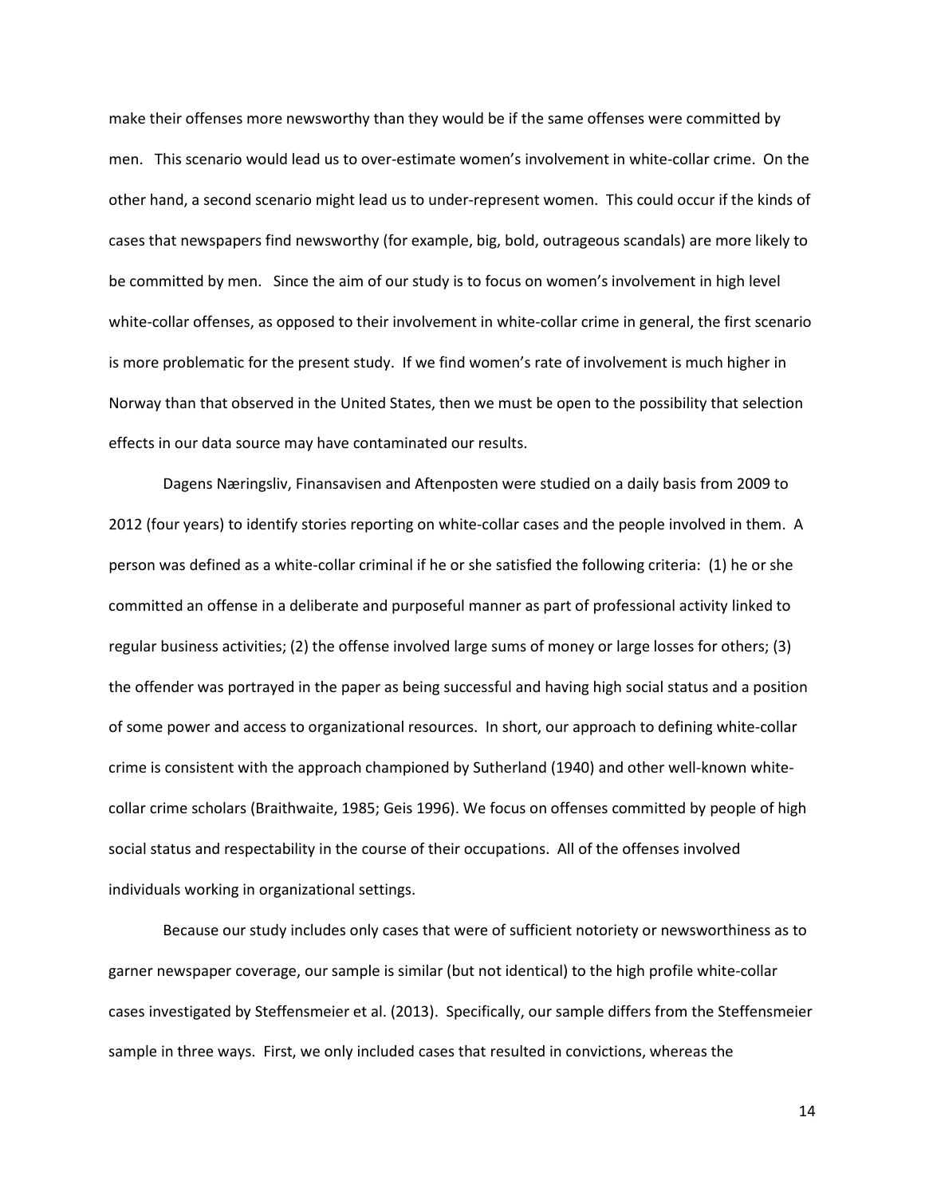make their offenses more newsworthy than they would be if the same offenses were committed by men. This scenario would lead us to over-estimate women's involvement in white-collar crime. On the other hand, a second scenario might lead us to under-represent women. This could occur if the kinds of cases that newspapers find newsworthy (for example, big, bold, outrageous scandals) are more likely to be committed by men. Since the aim of our study is to focus on women's involvement in high level white-collar offenses, as opposed to their involvement in white-collar crime in general, the first scenario is more problematic for the present study. If we find women's rate of involvement is much higher in Norway than that observed in the United States, then we must be open to the possibility that selection effects in our data source may have contaminated our results.

Dagens Næringsliv, Finansavisen and Aftenposten were studied on a daily basis from 2009 to 2012 (four years) to identify stories reporting on white-collar cases and the people involved in them. A person was defined as a white-collar criminal if he or she satisfied the following criteria: (1) he or she committed an offense in a deliberate and purposeful manner as part of professional activity linked to regular business activities; (2) the offense involved large sums of money or large losses for others; (3) the offender was portrayed in the paper as being successful and having high social status and a position of some power and access to organizational resources. In short, our approach to defining white-collar crime is consistent with the approach championed by Sutherland (1940) and other well-known white-collar crime scholars (Braithwaite, 1985; Geis 1996). We focus on offenses committed by people of high social status and respectability in the course of their occupations. All of the offenses involved individuals working in organizational settings.

Because our study includes only cases that were of sufficient notoriety or newsworthiness as to garner newspaper coverage, our sample is similar (but not identical) to the high profile white-collar cases investigated by Steffensmeier et al. (2013). Specifically, our sample differs from the Steffensmeier sample in three ways. First, we only included cases that resulted in convictions, whereas the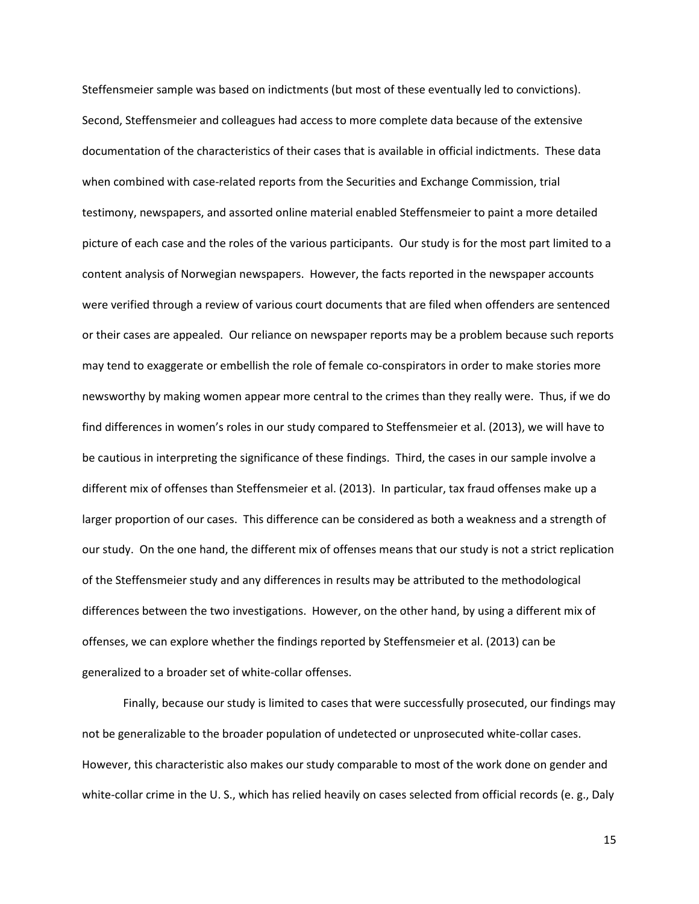Steffensmeier sample was based on indictments (but most of these eventually led to convictions). Second, Steffensmeier and colleagues had access to more complete data because of the extensive documentation of the characteristics of their cases that is available in official indictments. These data when combined with case-related reports from the Securities and Exchange Commission, trial testimony, newspapers, and assorted online material enabled Steffensmeier to paint a more detailed picture of each case and the roles of the various participants. Our study is for the most part limited to a content analysis of Norwegian newspapers. However, the facts reported in the newspaper accounts were verified through a review of various court documents that are filed when offenders are sentenced or their cases are appealed. Our reliance on newspaper reports may be a problem because such reports may tend to exaggerate or embellish the role of female co-conspirators in order to make stories more newsworthy by making women appear more central to the crimes than they really were. Thus, if we do find differences in women's roles in our study compared to Steffensmeier et al. (2013), we will have to be cautious in interpreting the significance of these findings. Third, the cases in our sample involve a different mix of offenses than Steffensmeier et al. (2013). In particular, tax fraud offenses make up a larger proportion of our cases. This difference can be considered as both a weakness and a strength of our study. On the one hand, the different mix of offenses means that our study is not a strict replication of the Steffensmeier study and any differences in results may be attributed to the methodological differences between the two investigations. However, on the other hand, by using a different mix of offenses, we can explore whether the findings reported by Steffensmeier et al. (2013) can be generalized to a broader set of white-collar offenses.

Finally, because our study is limited to cases that were successfully prosecuted, our findings may not be generalizable to the broader population of undetected or unprosecuted white-collar cases. However, this characteristic also makes our study comparable to most of the work done on gender and white-collar crime in the U. S., which has relied heavily on cases selected from official records (e. g., Daly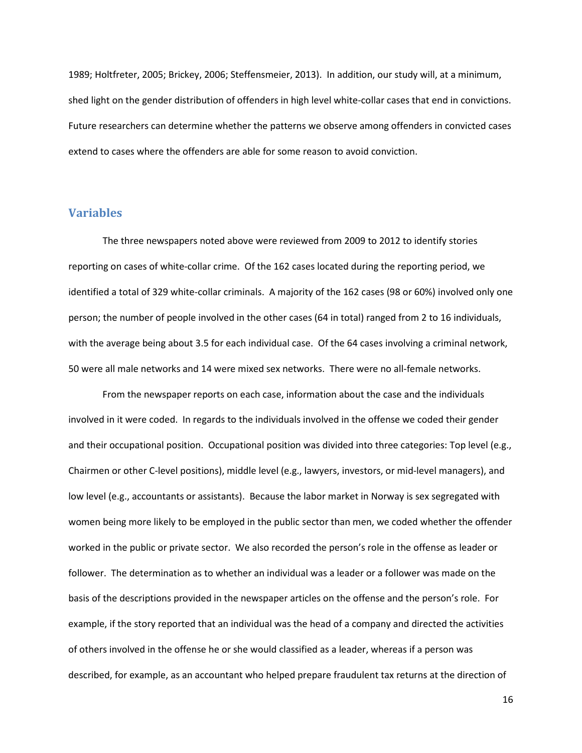1989; Holtfreter, 2005; Brickey, 2006; Steffensmeier, 2013). In addition, our study will, at a minimum, shed light on the gender distribution of offenders in high level white-collar cases that end in convictions. Future researchers can determine whether the patterns we observe among offenders in convicted cases extend to cases where the offenders are able for some reason to avoid conviction.

## Variables

The three newspapers noted above were reviewed from 2009 to 2012 to identify stories reporting on cases of white-collar crime. Of the 162 cases located during the reporting period, we identified a total of 329 white-collar criminals. A majority of the 162 cases (98 or 60%) involved only one person; the number of people involved in the other cases (64 in total) ranged from 2 to 16 individuals, with the average being about 3.5 for each individual case. Of the 64 cases involving a criminal network, 50 were all male networks and 14 were mixed sex networks. There were no all-female networks.

From the newspaper reports on each case, information about the case and the individuals involved in it were coded. In regards to the individuals involved in the offense we coded their gender and their occupational position. Occupational position was divided into three categories: Top level (e.g., Chairmen or other C-level positions), middle level (e.g., lawyers, investors, or mid-level managers), and low level (e.g., accountants or assistants). Because the labor market in Norway is sex segregated with women being more likely to be employed in the public sector than men, we coded whether the offender worked in the public or private sector. We also recorded the person's role in the offense as leader or follower. The determination as to whether an individual was a leader or a follower was made on the basis of the descriptions provided in the newspaper articles on the offense and the person's role. For example, if the story reported that an individual was the head of a company and directed the activities of others involved in the offense he or she would classified as a leader, whereas if a person was described, for example, as an accountant who helped prepare fraudulent tax returns at the direction of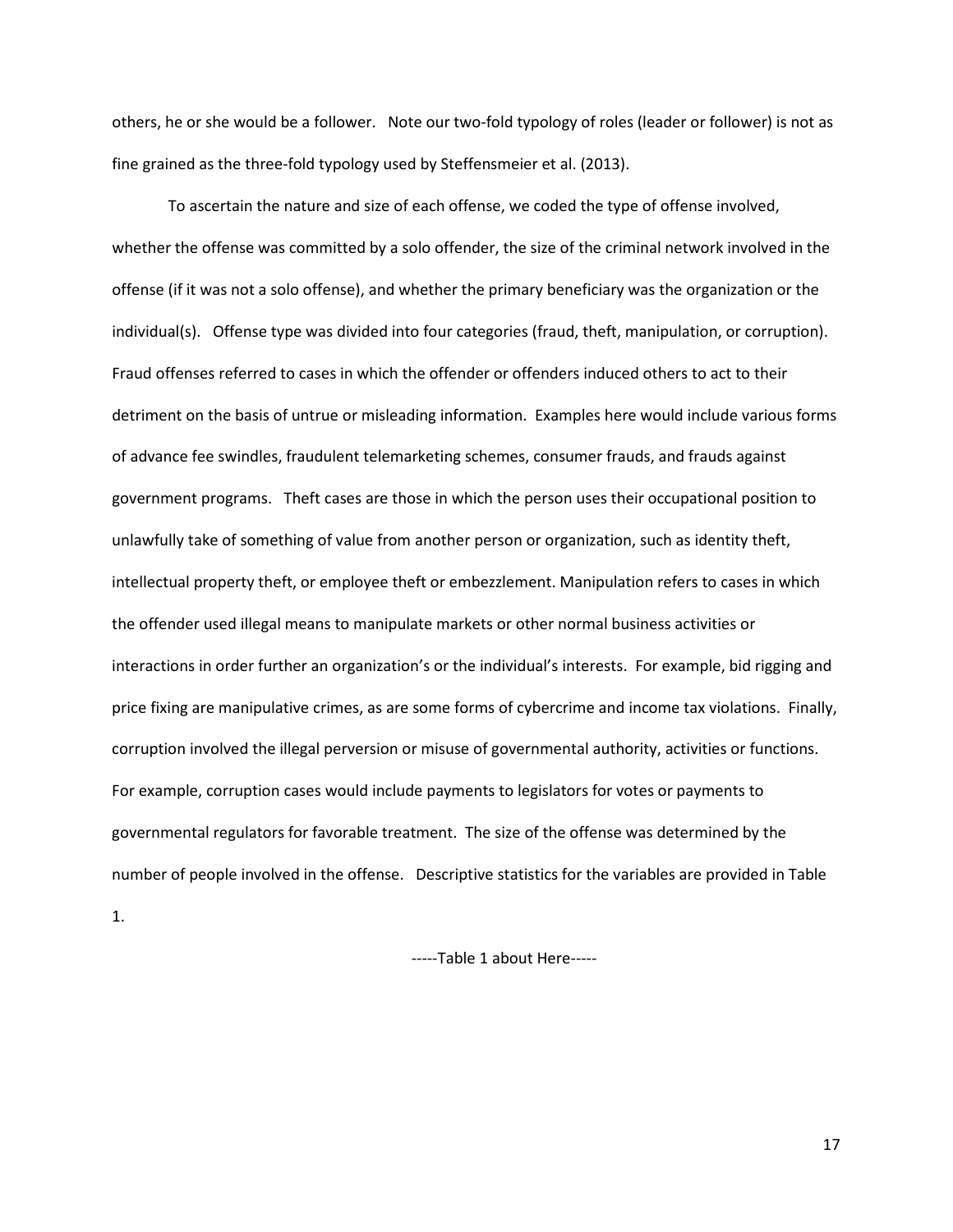others, he or she would be a follower. Note our two-fold typology of roles (leader or follower) is not as fine grained as the three-fold typology used by Steffensmeier et al. (2013).

To ascertain the nature and size of each offense, we coded the type of offense involved, whether the offense was committed by a solo offender, the size of the criminal network involved in the offense (if it was not a solo offense), and whether the primary beneficiary was the organization or the individual(s). Offense type was divided into four categories (fraud, theft, manipulation, or corruption). Fraud offenses referred to cases in which the offender or offenders induced others to act to their detriment on the basis of untrue or misleading information. Examples here would include various forms of advance fee swindles, fraudulent telemarketing schemes, consumer frauds, and frauds against government programs. Theft cases are those in which the person uses their occupational position to unlawfully take of something of value from another person or organization, such as identity theft, intellectual property theft, or employee theft or embezzlement. Manipulation refers to cases in which the offender used illegal means to manipulate markets or other normal business activities or interactions in order further an organization's or the individual's interests. For example, bid rigging and price fixing are manipulative crimes, as are some forms of cybercrime and income tax violations. Finally, corruption involved the illegal perversion or misuse of governmental authority, activities or functions. For example, corruption cases would include payments to legislators for votes or payments to governmental regulators for favorable treatment. The size of the offense was determined by the number of people involved in the offense. Descriptive statistics for the variables are provided in Table 1.

-----Table 1 about Here-----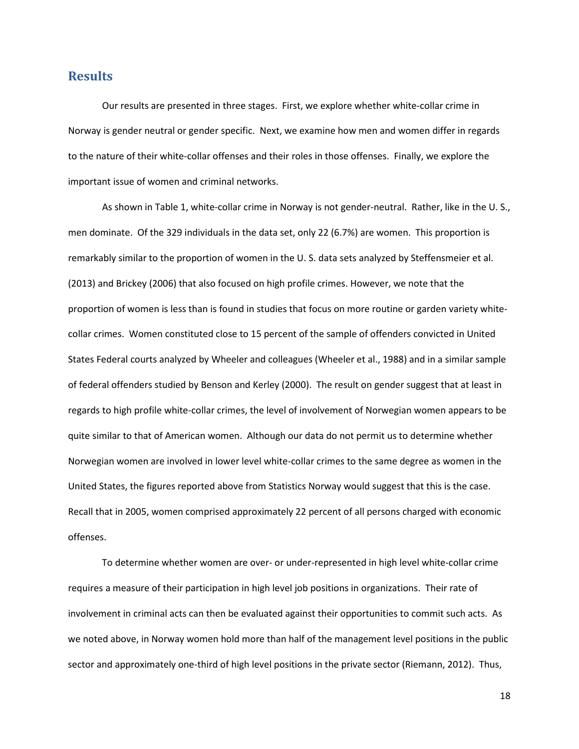## Results

Our results are presented in three stages. First, we explore whether white-collar crime in Norway is gender neutral or gender specific. Next, we examine how men and women differ in regards to the nature of their white-collar offenses and their roles in those offenses. Finally, we explore the important issue of women and criminal networks.

As shown in Table 1, white-collar crime in Norway is not gender-neutral. Rather, like in the U. S., men dominate. Of the 329 individuals in the data set, only 22 (6.7%) are women. This proportion is remarkably similar to the proportion of women in the U. S. data sets analyzed by Steffensmeier et al. (2013) and Brickey (2006) that also focused on high profile crimes. However, we note that the proportion of women is less than is found in studies that focus on more routine or garden variety white-collar crimes. Women constituted close to 15 percent of the sample of offenders convicted in United States Federal courts analyzed by Wheeler and colleagues (Wheeler et al., 1988) and in a similar sample of federal offenders studied by Benson and Kerley (2000). The result on gender suggest that at least in regards to high profile white-collar crimes, the level of involvement of Norwegian women appears to be quite similar to that of American women. Although our data do not permit us to determine whether Norwegian women are involved in lower level white-collar crimes to the same degree as women in the United States, the figures reported above from Statistics Norway would suggest that this is the case. Recall that in 2005, women comprised approximately 22 percent of all persons charged with economic offenses.

To determine whether women are over- or under-represented in high level white-collar crime requires a measure of their participation in high level job positions in organizations. Their rate of involvement in criminal acts can then be evaluated against their opportunities to commit such acts. As we noted above, in Norway women hold more than half of the management level positions in the public sector and approximately one-third of high level positions in the private sector (Riemann, 2012). Thus,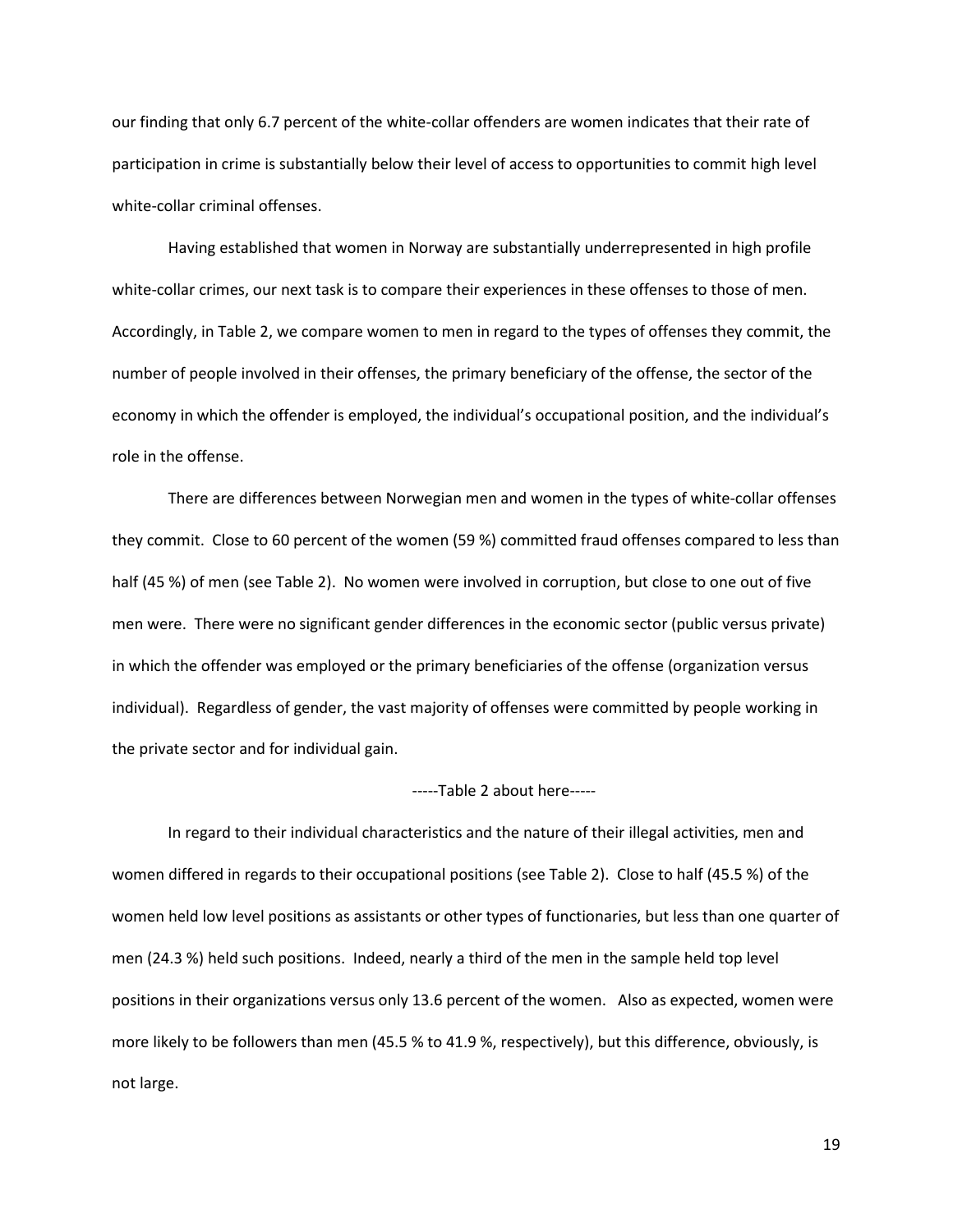our finding that only 6.7 percent of the white-collar offenders are women indicates that their rate of participation in crime is substantially below their level of access to opportunities to commit high level white-collar criminal offenses.

Having established that women in Norway are substantially underrepresented in high profile white-collar crimes, our next task is to compare their experiences in these offenses to those of men. Accordingly, in Table 2, we compare women to men in regard to the types of offenses they commit, the number of people involved in their offenses, the primary beneficiary of the offense, the sector of the economy in which the offender is employed, the individual's occupational position, and the individual's role in the offense.

There are differences between Norwegian men and women in the types of white-collar offenses they commit. Close to 60 percent of the women (59 %) committed fraud offenses compared to less than half (45 %) of men (see Table 2). No women were involved in corruption, but close to one out of five men were. There were no significant gender differences in the economic sector (public versus private) in which the offender was employed or the primary beneficiaries of the offense (organization versus individual). Regardless of gender, the vast majority of offenses were committed by people working in the private sector and for individual gain.

-----Table 2 about here-----

In regard to their individual characteristics and the nature of their illegal activities, men and women differed in regards to their occupational positions (see Table 2). Close to half (45.5 %) of the women held low level positions as assistants or other types of functionaries, but less than one quarter of men (24.3 %) held such positions. Indeed, nearly a third of the men in the sample held top level positions in their organizations versus only 13.6 percent of the women. Also as expected, women were more likely to be followers than men (45.5 % to 41.9 %, respectively), but this difference, obviously, is not large.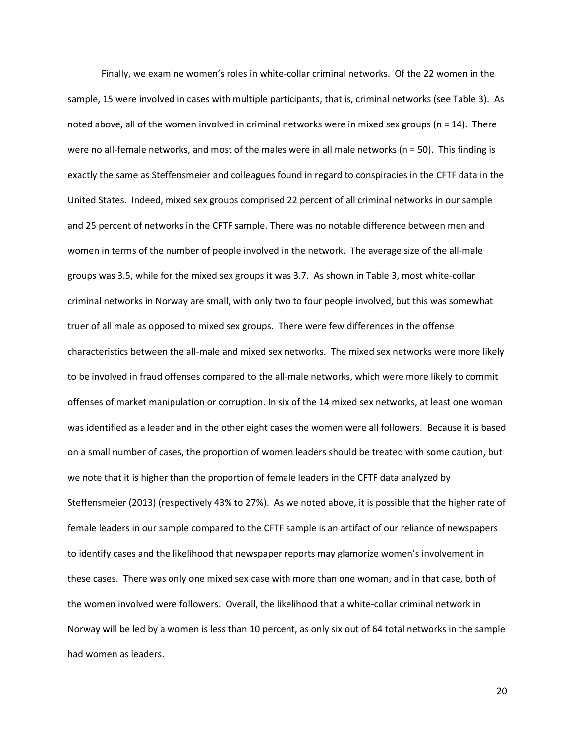Finally, we examine women's roles in white-collar criminal networks. Of the 22 women in the sample, 15 were involved in cases with multiple participants, that is, criminal networks (see Table 3). As noted above, all of the women involved in criminal networks were in mixed sex groups (n = 14). There were no all-female networks, and most of the males were in all male networks (n = 50). This finding is exactly the same as Steffensmeier and colleagues found in regard to conspiracies in the CFTF data in the United States. Indeed, mixed sex groups comprised 22 percent of all criminal networks in our sample and 25 percent of networks in the CFTF sample. There was no notable difference between men and women in terms of the number of people involved in the network. The average size of the all-male groups was 3.5, while for the mixed sex groups it was 3.7. As shown in Table 3, most white-collar criminal networks in Norway are small, with only two to four people involved, but this was somewhat truer of all male as opposed to mixed sex groups. There were few differences in the offense characteristics between the all-male and mixed sex networks. The mixed sex networks were more likely to be involved in fraud offenses compared to the all-male networks, which were more likely to commit offenses of market manipulation or corruption. In six of the 14 mixed sex networks, at least one woman was identified as a leader and in the other eight cases the women were all followers. Because it is based on a small number of cases, the proportion of women leaders should be treated with some caution, but we note that it is higher than the proportion of female leaders in the CFTF data analyzed by Steffensmeier (2013) (respectively 43% to 27%). As we noted above, it is possible that the higher rate of female leaders in our sample compared to the CFTF sample is an artifact of our reliance of newspapers to identify cases and the likelihood that newspaper reports may glamorize women's involvement in these cases. There was only one mixed sex case with more than one woman, and in that case, both of the women involved were followers. Overall, the likelihood that a white-collar criminal network in Norway will be led by a women is less than 10 percent, as only six out of 64 total networks in the sample had women as leaders.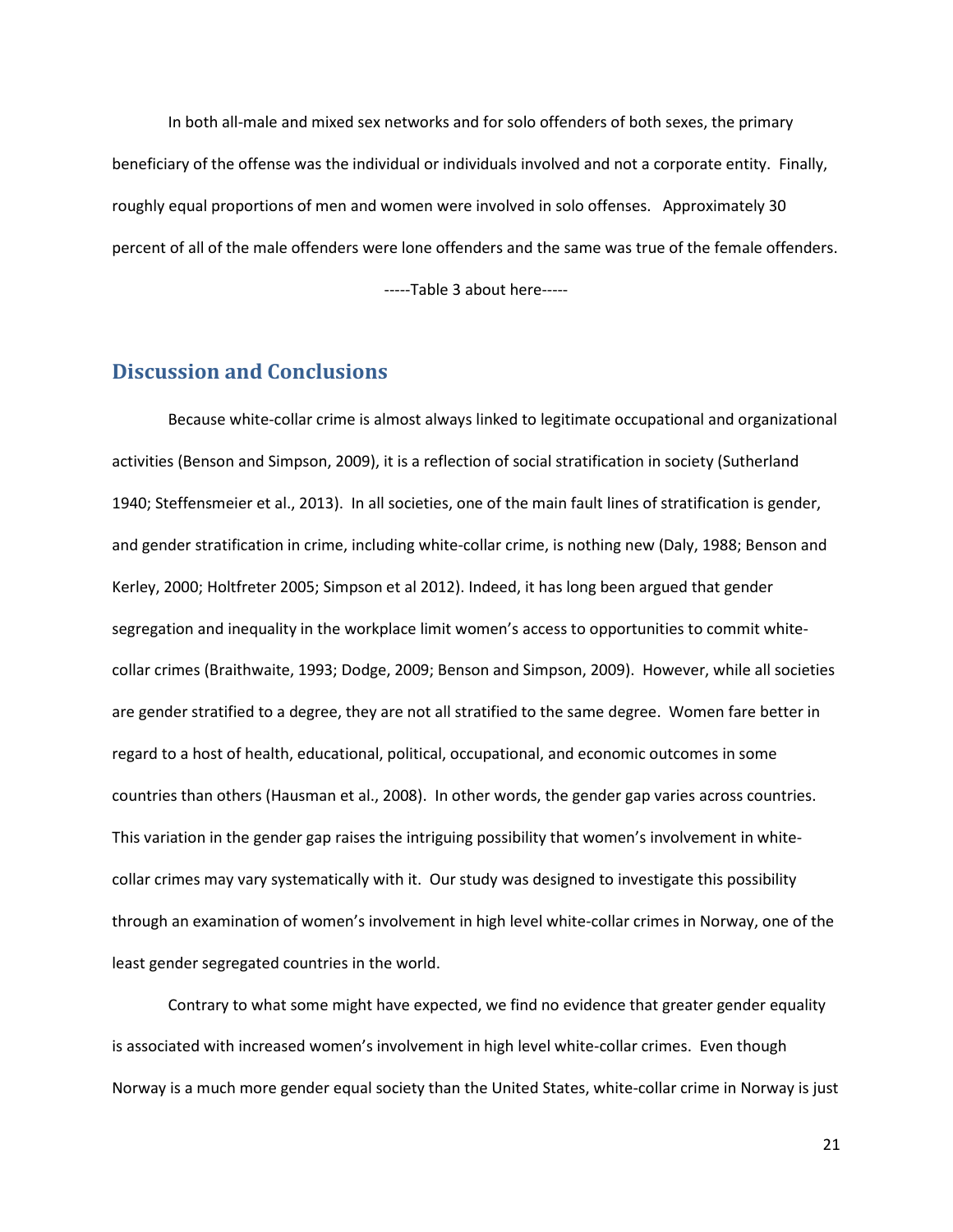In both all-male and mixed sex networks and for solo offenders of both sexes, the primary beneficiary of the offense was the individual or individuals involved and not a corporate entity. Finally, roughly equal proportions of men and women were involved in solo offenses. Approximately 30 percent of all of the male offenders were lone offenders and the same was true of the female offenders.

-----Table 3 about here-----

## Discussion and Conclusions

Because white-collar crime is almost always linked to legitimate occupational and organizational activities (Benson and Simpson, 2009), it is a reflection of social stratification in society (Sutherland 1940; Steffensmeier et al., 2013). In all societies, one of the main fault lines of stratification is gender, and gender stratification in crime, including white-collar crime, is nothing new (Daly, 1988; Benson and Kerley, 2000; Holtfreter 2005; Simpson et al 2012). Indeed, it has long been argued that gender segregation and inequality in the workplace limit women's access to opportunities to commit white-collar crimes (Braithwaite, 1993; Dodge, 2009; Benson and Simpson, 2009). However, while all societies are gender stratified to a degree, they are not all stratified to the same degree. Women fare better in regard to a host of health, educational, political, occupational, and economic outcomes in some countries than others (Hausman et al., 2008). In other words, the gender gap varies across countries. This variation in the gender gap raises the intriguing possibility that women's involvement in white-collar crimes may vary systematically with it. Our study was designed to investigate this possibility through an examination of women's involvement in high level white-collar crimes in Norway, one of the least gender segregated countries in the world.

Contrary to what some might have expected, we find no evidence that greater gender equality is associated with increased women's involvement in high level white-collar crimes. Even though Norway is a much more gender equal society than the United States, white-collar crime in Norway is just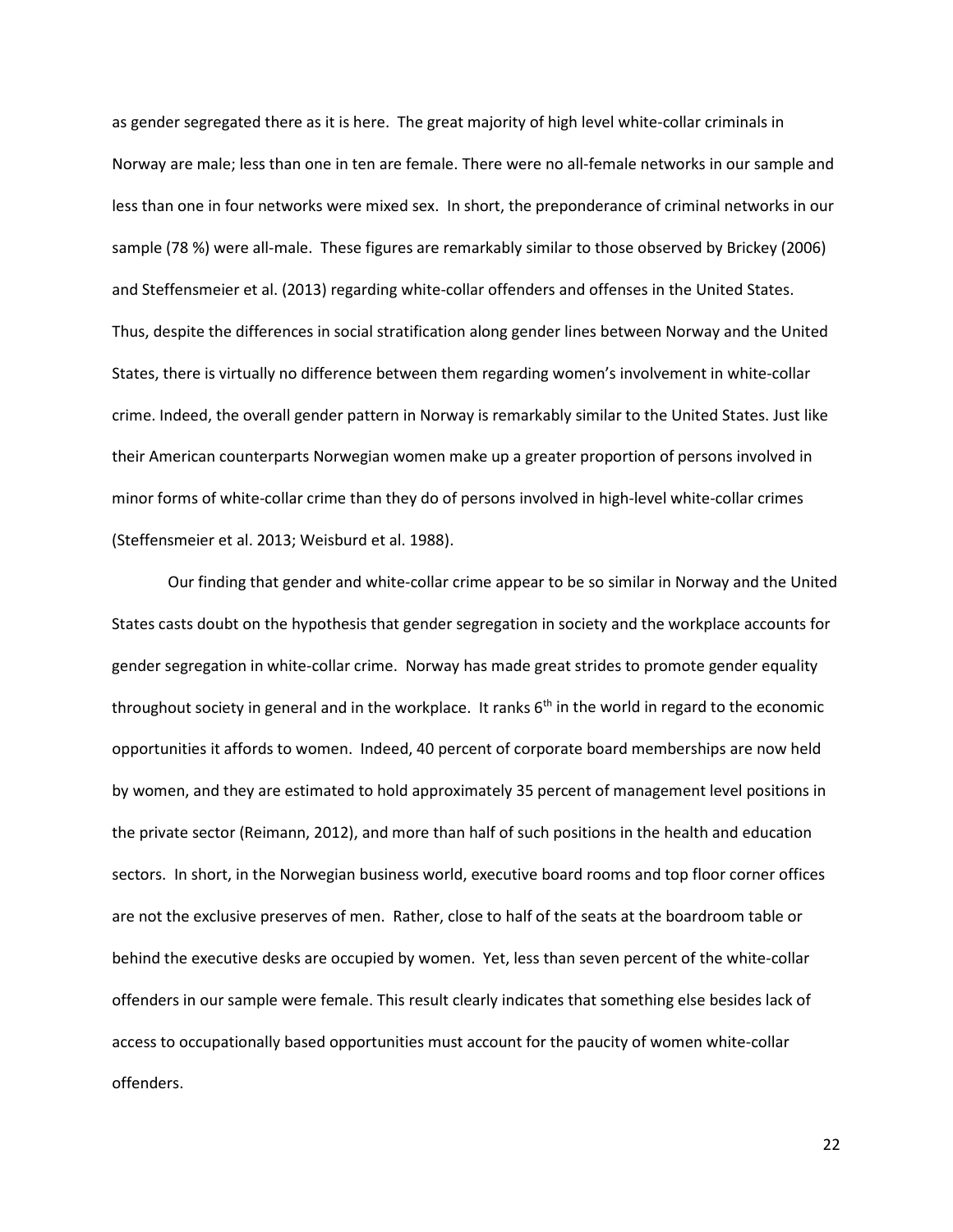as gender segregated there as it is here. The great majority of high level white-collar criminals in Norway are male; less than one in ten are female. There were no all-female networks in our sample and less than one in four networks were mixed sex. In short, the preponderance of criminal networks in our sample (78 %) were all-male. These figures are remarkably similar to those observed by Brickey (2006) and Steffensmeier et al. (2013) regarding white-collar offenders and offenses in the United States. Thus, despite the differences in social stratification along gender lines between Norway and the United States, there is virtually no difference between them regarding women's involvement in white-collar crime. Indeed, the overall gender pattern in Norway is remarkably similar to the United States. Just like their American counterparts Norwegian women make up a greater proportion of persons involved in minor forms of white-collar crime than they do of persons involved in high-level white-collar crimes (Steffensmeier et al. 2013; Weisburd et al. 1988).

Our finding that gender and white-collar crime appear to be so similar in Norway and the United States casts doubt on the hypothesis that gender segregation in society and the workplace accounts for gender segregation in white-collar crime. Norway has made great strides to promote gender equality throughout society in general and in the workplace. It ranks 6th in the world in regard to the economic opportunities it affords to women. Indeed, 40 percent of corporate board memberships are now held by women, and they are estimated to hold approximately 35 percent of management level positions in the private sector (Reimann, 2012), and more than half of such positions in the health and education sectors. In short, in the Norwegian business world, executive board rooms and top floor corner offices are not the exclusive preserves of men. Rather, close to half of the seats at the boardroom table or behind the executive desks are occupied by women. Yet, less than seven percent of the white-collar offenders in our sample were female. This result clearly indicates that something else besides lack of access to occupationally based opportunities must account for the paucity of women white-collar offenders.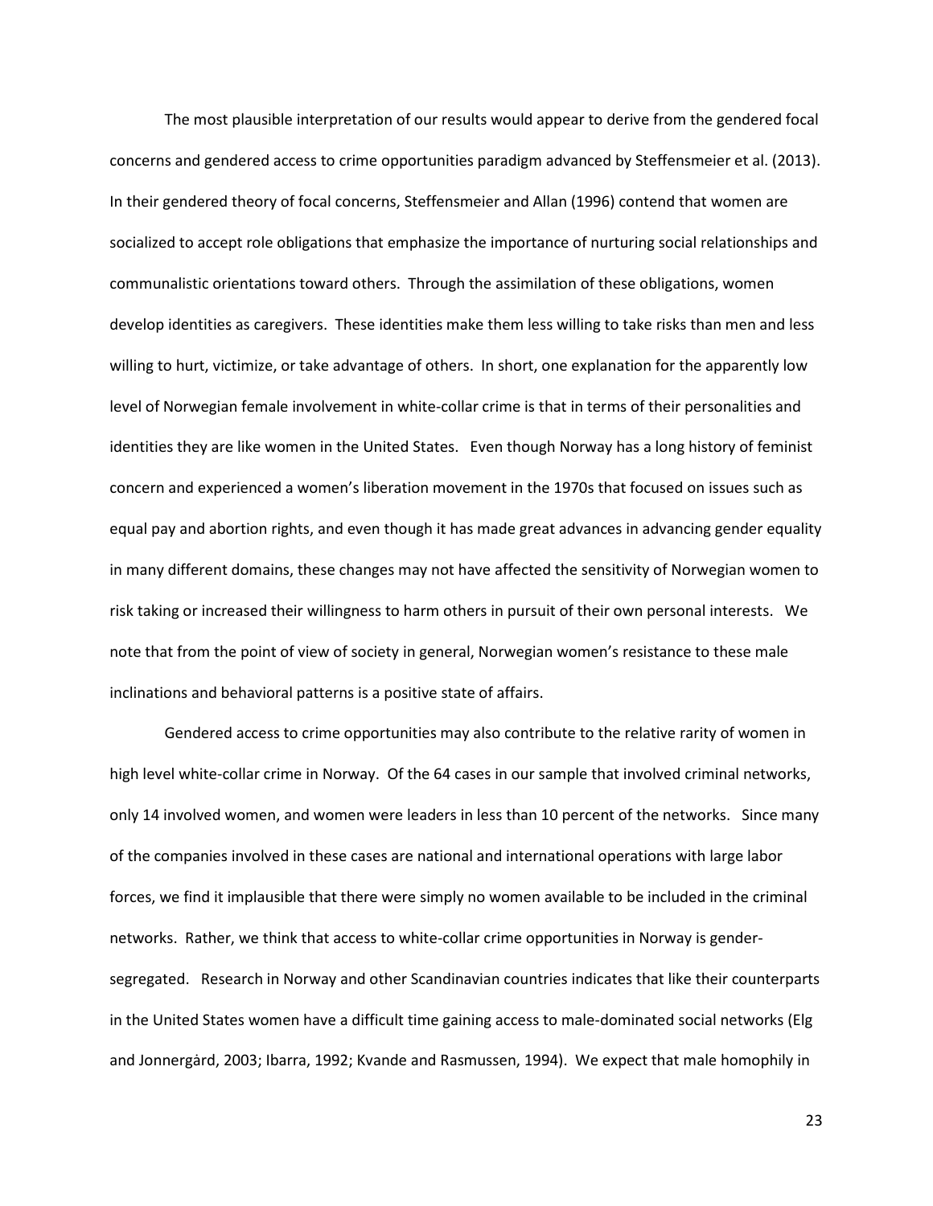The most plausible interpretation of our results would appear to derive from the gendered focal concerns and gendered access to crime opportunities paradigm advanced by Steffensmeier et al. (2013). In their gendered theory of focal concerns, Steffensmeier and Allan (1996) contend that women are socialized to accept role obligations that emphasize the importance of nurturing social relationships and communalistic orientations toward others. Through the assimilation of these obligations, women develop identities as caregivers. These identities make them less willing to take risks than men and less willing to hurt, victimize, or take advantage of others. In short, one explanation for the apparently low level of Norwegian female involvement in white-collar crime is that in terms of their personalities and identities they are like women in the United States. Even though Norway has a long history of feminist concern and experienced a women's liberation movement in the 1970s that focused on issues such as equal pay and abortion rights, and even though it has made great advances in advancing gender equality in many different domains, these changes may not have affected the sensitivity of Norwegian women to risk taking or increased their willingness to harm others in pursuit of their own personal interests. We note that from the point of view of society in general, Norwegian women's resistance to these male inclinations and behavioral patterns is a positive state of affairs.

Gendered access to crime opportunities may also contribute to the relative rarity of women in high level white-collar crime in Norway. Of the 64 cases in our sample that involved criminal networks, only 14 involved women, and women were leaders in less than 10 percent of the networks. Since many of the companies involved in these cases are national and international operations with large labor forces, we find it implausible that there were simply no women available to be included in the criminal networks. Rather, we think that access to white-collar crime opportunities in Norway is gender-segregated. Research in Norway and other Scandinavian countries indicates that like their counterparts in the United States women have a difficult time gaining access to male-dominated social networks (Elg and Jonnergård, 2003; Ibarra, 1992; Kvande and Rasmussen, 1994). We expect that male homophily in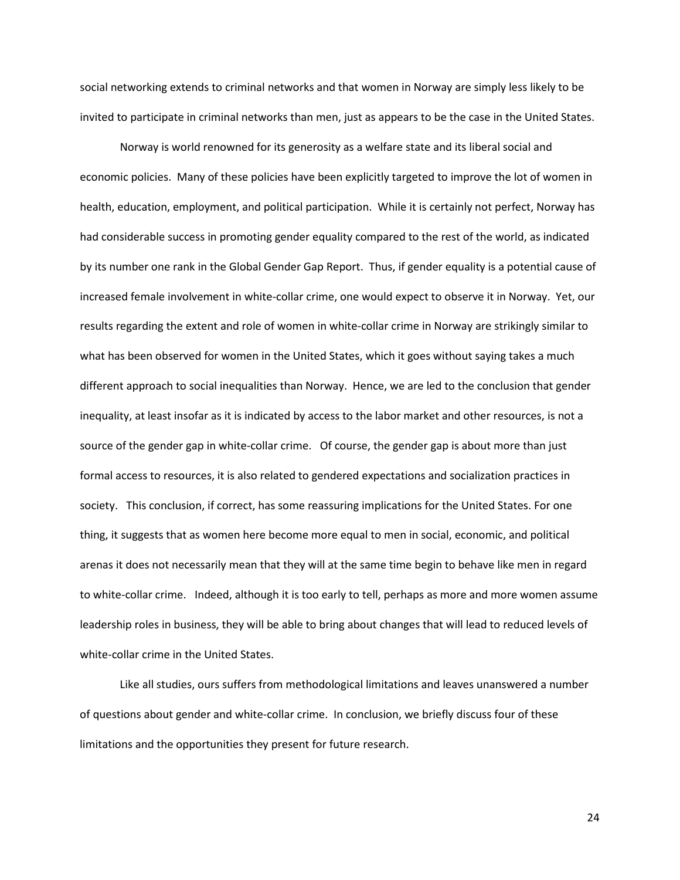social networking extends to criminal networks and that women in Norway are simply less likely to be invited to participate in criminal networks than men, just as appears to be the case in the United States.

Norway is world renowned for its generosity as a welfare state and its liberal social and economic policies. Many of these policies have been explicitly targeted to improve the lot of women in health, education, employment, and political participation. While it is certainly not perfect, Norway has had considerable success in promoting gender equality compared to the rest of the world, as indicated by its number one rank in the Global Gender Gap Report. Thus, if gender equality is a potential cause of increased female involvement in white-collar crime, one would expect to observe it in Norway. Yet, our results regarding the extent and role of women in white-collar crime in Norway are strikingly similar to what has been observed for women in the United States, which it goes without saying takes a much different approach to social inequalities than Norway. Hence, we are led to the conclusion that gender inequality, at least insofar as it is indicated by access to the labor market and other resources, is not a source of the gender gap in white-collar crime. Of course, the gender gap is about more than just formal access to resources, it is also related to gendered expectations and socialization practices in society. This conclusion, if correct, has some reassuring implications for the United States. For one thing, it suggests that as women here become more equal to men in social, economic, and political arenas it does not necessarily mean that they will at the same time begin to behave like men in regard to white-collar crime. Indeed, although it is too early to tell, perhaps as more and more women assume leadership roles in business, they will be able to bring about changes that will lead to reduced levels of white-collar crime in the United States.

Like all studies, ours suffers from methodological limitations and leaves unanswered a number of questions about gender and white-collar crime. In conclusion, we briefly discuss four of these limitations and the opportunities they present for future research.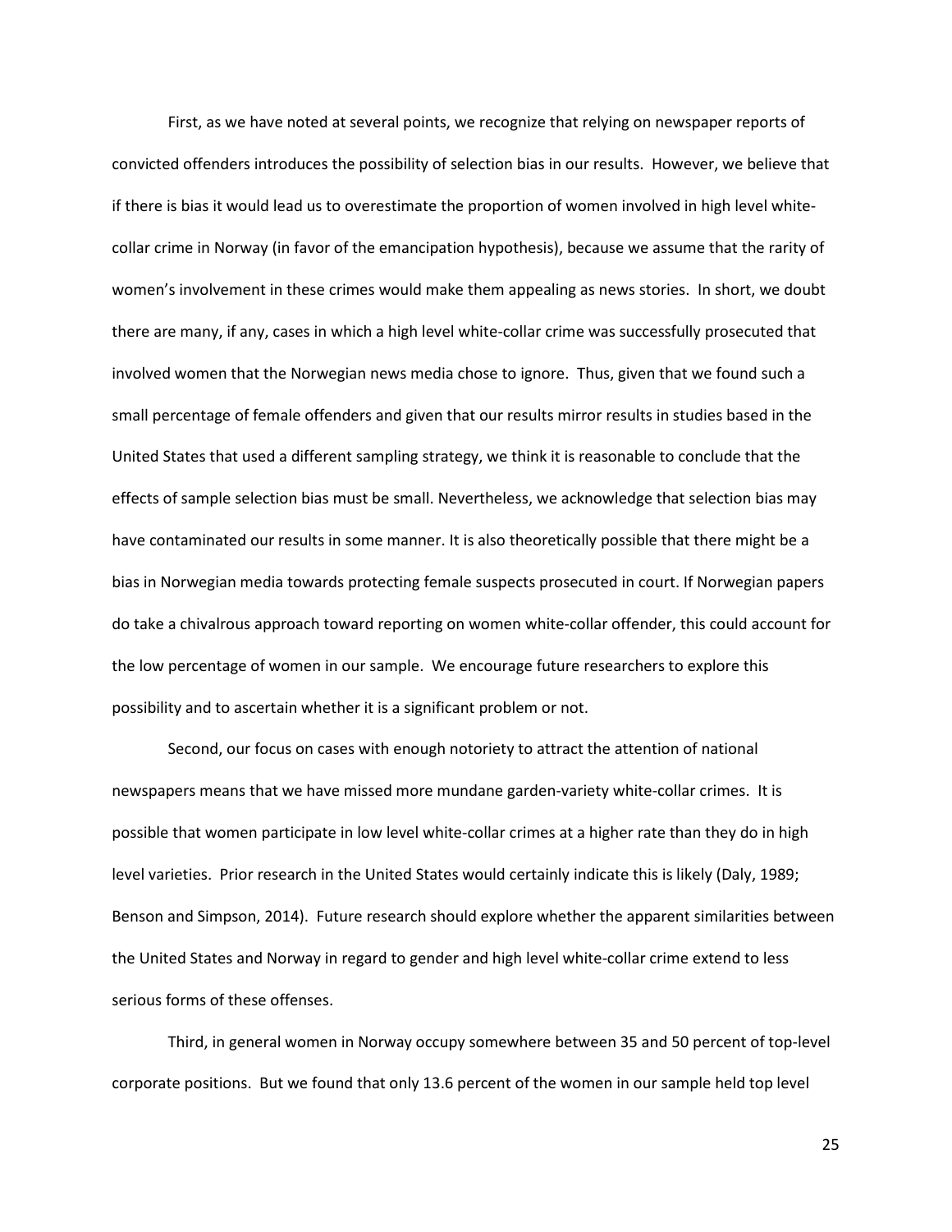First, as we have noted at several points, we recognize that relying on newspaper reports of convicted offenders introduces the possibility of selection bias in our results. However, we believe that if there is bias it would lead us to overestimate the proportion of women involved in high level white-collar crime in Norway (in favor of the emancipation hypothesis), because we assume that the rarity of women's involvement in these crimes would make them appealing as news stories. In short, we doubt there are many, if any, cases in which a high level white-collar crime was successfully prosecuted that involved women that the Norwegian news media chose to ignore. Thus, given that we found such a small percentage of female offenders and given that our results mirror results in studies based in the United States that used a different sampling strategy, we think it is reasonable to conclude that the effects of sample selection bias must be small. Nevertheless, we acknowledge that selection bias may have contaminated our results in some manner. It is also theoretically possible that there might be a bias in Norwegian media towards protecting female suspects prosecuted in court. If Norwegian papers do take a chivalrous approach toward reporting on women white-collar offender, this could account for the low percentage of women in our sample. We encourage future researchers to explore this possibility and to ascertain whether it is a significant problem or not.

Second, our focus on cases with enough notoriety to attract the attention of national newspapers means that we have missed more mundane garden-variety white-collar crimes. It is possible that women participate in low level white-collar crimes at a higher rate than they do in high level varieties. Prior research in the United States would certainly indicate this is likely (Daly, 1989; Benson and Simpson, 2014). Future research should explore whether the apparent similarities between the United States and Norway in regard to gender and high level white-collar crime extend to less serious forms of these offenses.

Third, in general women in Norway occupy somewhere between 35 and 50 percent of top-level corporate positions. But we found that only 13.6 percent of the women in our sample held top level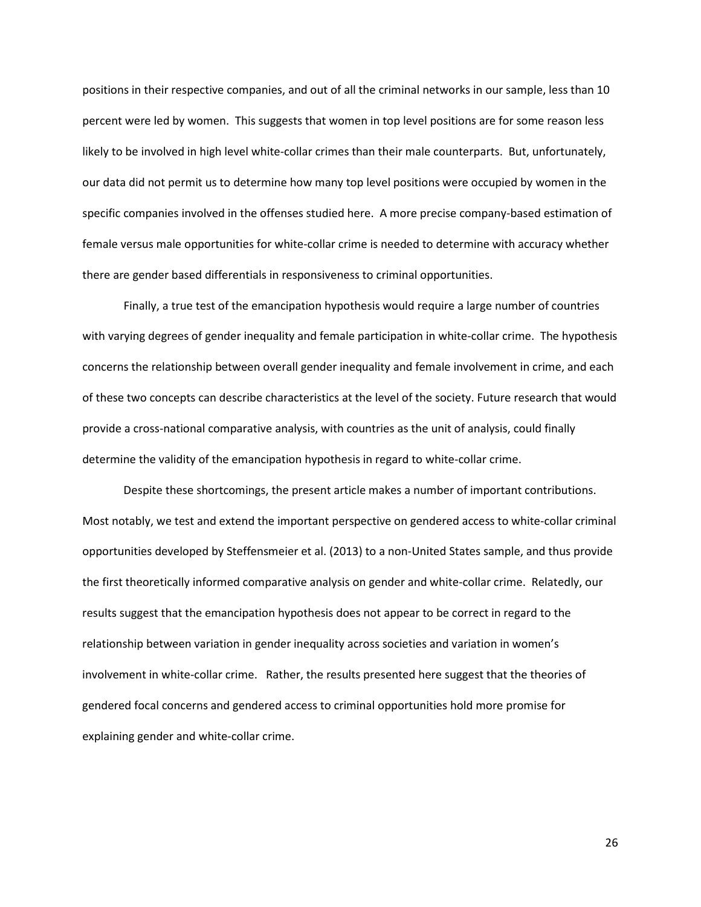positions in their respective companies, and out of all the criminal networks in our sample, less than 10 percent were led by women. This suggests that women in top level positions are for some reason less likely to be involved in high level white-collar crimes than their male counterparts. But, unfortunately, our data did not permit us to determine how many top level positions were occupied by women in the specific companies involved in the offenses studied here. A more precise company-based estimation of female versus male opportunities for white-collar crime is needed to determine with accuracy whether there are gender based differentials in responsiveness to criminal opportunities.

Finally, a true test of the emancipation hypothesis would require a large number of countries with varying degrees of gender inequality and female participation in white-collar crime. The hypothesis concerns the relationship between overall gender inequality and female involvement in crime, and each of these two concepts can describe characteristics at the level of the society. Future research that would provide a cross-national comparative analysis, with countries as the unit of analysis, could finally determine the validity of the emancipation hypothesis in regard to white-collar crime.

Despite these shortcomings, the present article makes a number of important contributions. Most notably, we test and extend the important perspective on gendered access to white-collar criminal opportunities developed by Steffensmeier et al. (2013) to a non-United States sample, and thus provide the first theoretically informed comparative analysis on gender and white-collar crime. Relatedly, our results suggest that the emancipation hypothesis does not appear to be correct in regard to the relationship between variation in gender inequality across societies and variation in women's involvement in white-collar crime. Rather, the results presented here suggest that the theories of gendered focal concerns and gendered access to criminal opportunities hold more promise for explaining gender and white-collar crime.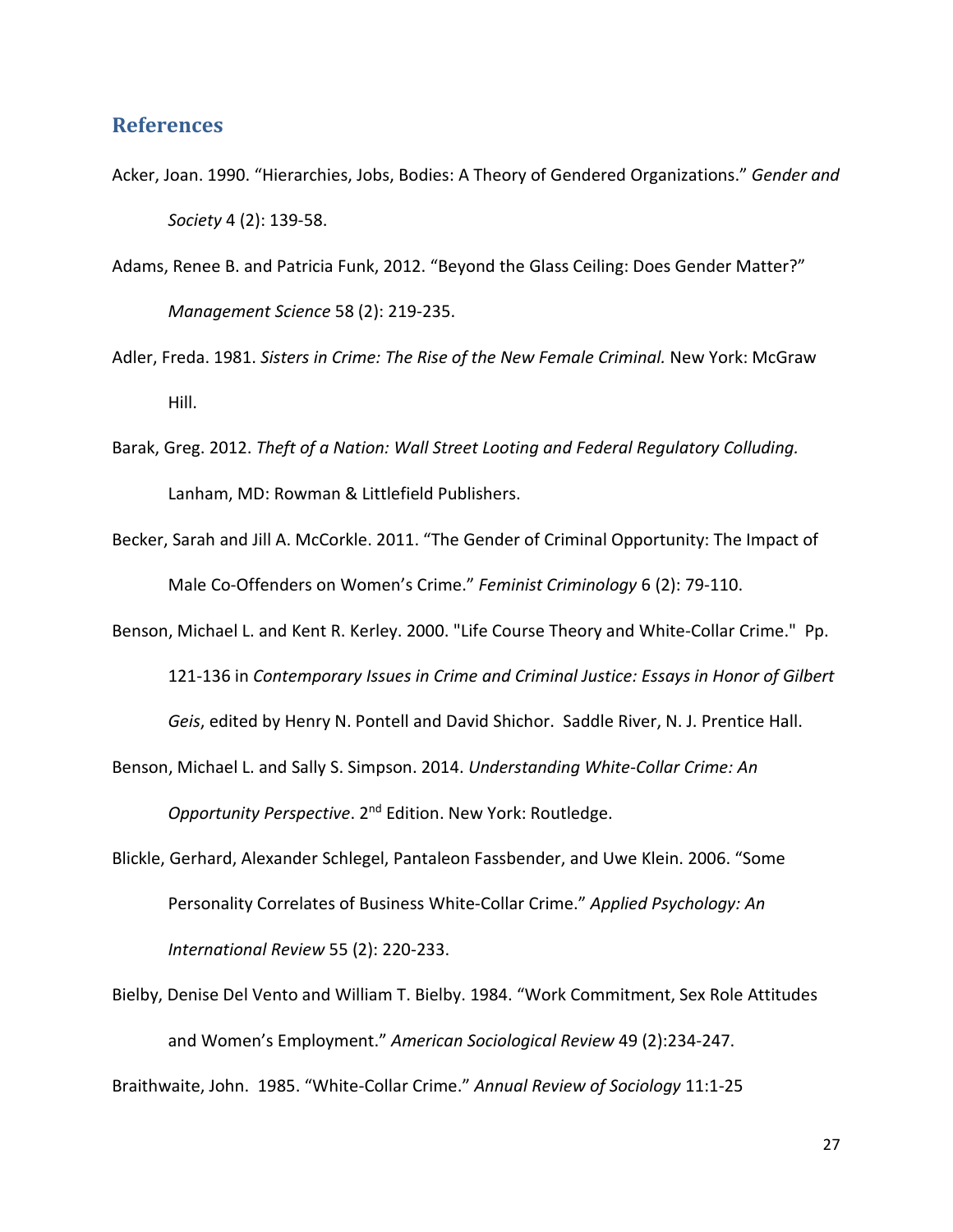## References

Acker, Joan. 1990. “Hierarchies, Jobs, Bodies: A Theory of Gendered Organizations.” *Gender and Society* 4 (2): 139-58.

Adams, Renee B. and Patricia Funk, 2012. “Beyond the Glass Ceiling: Does Gender Matter?” *Management Science* 58 (2): 219-235.

Adler, Freda. 1981. *Sisters in Crime: The Rise of the New Female Criminal.* New York: McGraw Hill.

Barak, Greg. 2012. *Theft of a Nation: Wall Street Looting and Federal Regulatory Colluding.* Lanham, MD: Rowman & Littlefield Publishers.

Becker, Sarah and Jill A. McCorkle. 2011. “The Gender of Criminal Opportunity: The Impact of Male Co-Offenders on Women’s Crime.” *Feminist Criminology* 6 (2): 79-110.

Benson, Michael L. and Kent R. Kerley. 2000. "Life Course Theory and White-Collar Crime." Pp. 121-136 in *Contemporary Issues in Crime and Criminal Justice: Essays in Honor of Gilbert Geis*, edited by Henry N. Pontell and David Shichor. Saddle River, N. J. Prentice Hall.

Benson, Michael L. and Sally S. Simpson. 2014. *Understanding White-Collar Crime: An Opportunity Perspective*. 2nd Edition. New York: Routledge.

Blickle, Gerhard, Alexander Schlegel, Pantaleon Fassbender, and Uwe Klein. 2006. “Some Personality Correlates of Business White-Collar Crime.” *Applied Psychology: An International Review* 55 (2): 220-233.

Bielby, Denise Del Vento and William T. Bielby. 1984. “Work Commitment, Sex Role Attitudes and Women’s Employment.” *American Sociological Review* 49 (2):234-247.

Braithwaite, John. 1985. “White-Collar Crime.” *Annual Review of Sociology* 11:1-25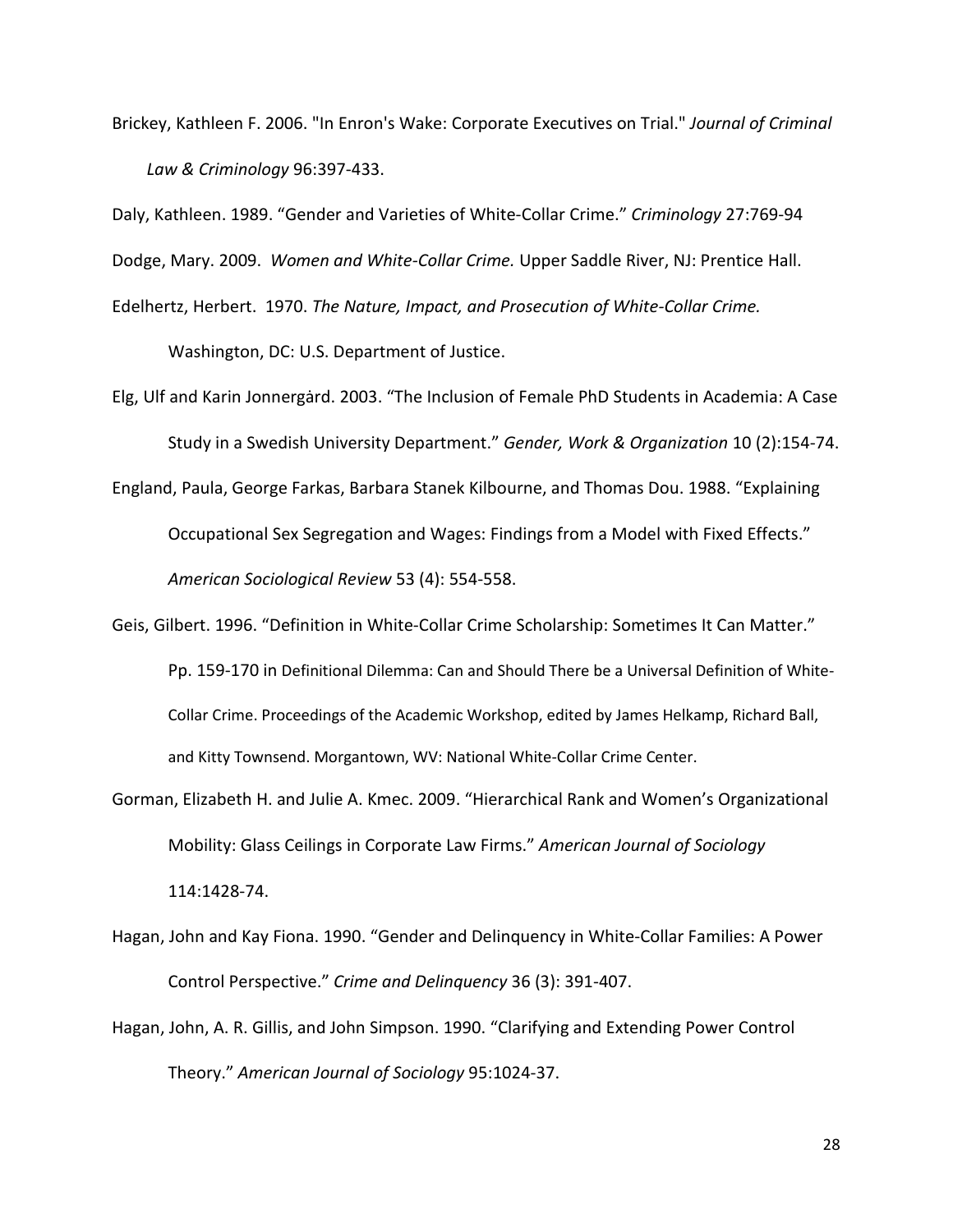Brickey, Kathleen F. 2006. "In Enron's Wake: Corporate Executives on Trial." *Journal of Criminal Law & Criminology* 96:397-433.

Daly, Kathleen. 1989. "Gender and Varieties of White-Collar Crime." *Criminology* 27:769-94

Dodge, Mary. 2009. *Women and White-Collar Crime.* Upper Saddle River, NJ: Prentice Hall.

Edelhertz, Herbert. 1970. *The Nature, Impact, and Prosecution of White-Collar Crime.* Washington, DC: U.S. Department of Justice.

Elg, Ulf and Karin Jonnergård. 2003. "The Inclusion of Female PhD Students in Academia: A Case Study in a Swedish University Department." *Gender, Work & Organization* 10 (2):154-74.

England, Paula, George Farkas, Barbara Stanek Kilbourne, and Thomas Dou. 1988. "Explaining Occupational Sex Segregation and Wages: Findings from a Model with Fixed Effects." *American Sociological Review* 53 (4): 554-558.

Geis, Gilbert. 1996. "Definition in White-Collar Crime Scholarship: Sometimes It Can Matter." Pp. 159-170 in Definitional Dilemma: Can and Should There be a Universal Definition of White-Collar Crime. Proceedings of the Academic Workshop, edited by James Helkamp, Richard Ball, and Kitty Townsend. Morgantown, WV: National White-Collar Crime Center.

Gorman, Elizabeth H. and Julie A. Kmec. 2009. "Hierarchical Rank and Women's Organizational Mobility: Glass Ceilings in Corporate Law Firms." *American Journal of Sociology* 114:1428-74.

Hagan, John and Kay Fiona. 1990. "Gender and Delinquency in White-Collar Families: A Power Control Perspective." *Crime and Delinquency* 36 (3): 391-407.

Hagan, John, A. R. Gillis, and John Simpson. 1990. "Clarifying and Extending Power Control Theory." *American Journal of Sociology* 95:1024-37.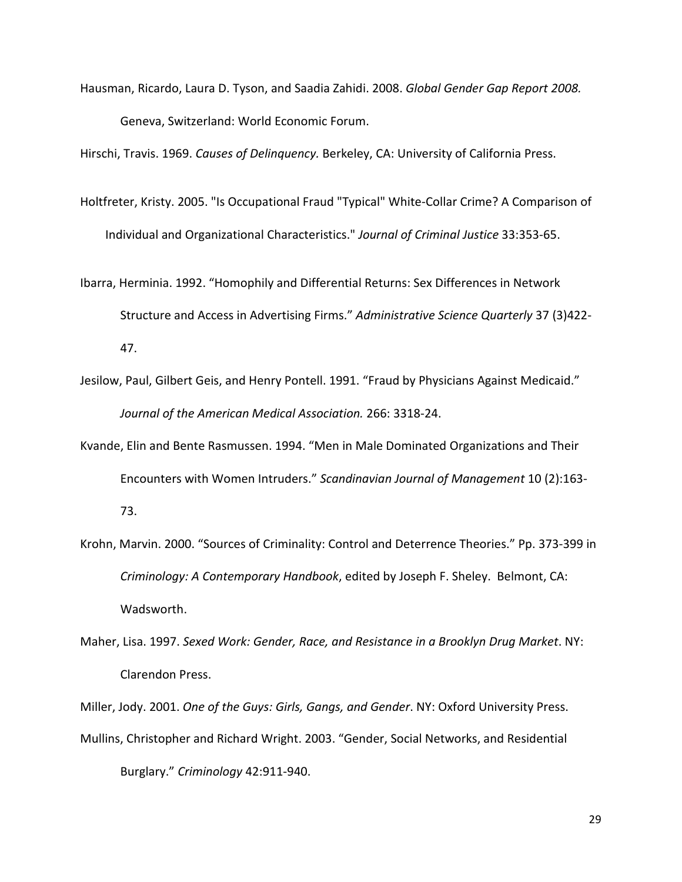Hausman, Ricardo, Laura D. Tyson, and Saadia Zahidi. 2008. *Global Gender Gap Report 2008.* Geneva, Switzerland: World Economic Forum.

Hirschi, Travis. 1969. *Causes of Delinquency.* Berkeley, CA: University of California Press.

Holtfreter, Kristy. 2005. "Is Occupational Fraud "Typical" White-Collar Crime? A Comparison of Individual and Organizational Characteristics." *Journal of Criminal Justice* 33:353-65.

Ibarra, Herminia. 1992. "Homophily and Differential Returns: Sex Differences in Network Structure and Access in Advertising Firms." *Administrative Science Quarterly* 37 (3)422-47.

Jesilow, Paul, Gilbert Geis, and Henry Pontell. 1991. "Fraud by Physicians Against Medicaid." *Journal of the American Medical Association.* 266: 3318-24.

Kvande, Elin and Bente Rasmussen. 1994. "Men in Male Dominated Organizations and Their Encounters with Women Intruders." *Scandinavian Journal of Management* 10 (2):163-73.

Krohn, Marvin. 2000. "Sources of Criminality: Control and Deterrence Theories." Pp. 373-399 in *Criminology: A Contemporary Handbook*, edited by Joseph F. Sheley. Belmont, CA: Wadsworth.

Maher, Lisa. 1997. *Sexed Work: Gender, Race, and Resistance in a Brooklyn Drug Market*. NY: Clarendon Press.

Miller, Jody. 2001. *One of the Guys: Girls, Gangs, and Gender*. NY: Oxford University Press.

Mullins, Christopher and Richard Wright. 2003. "Gender, Social Networks, and Residential Burglary." *Criminology* 42:911-940.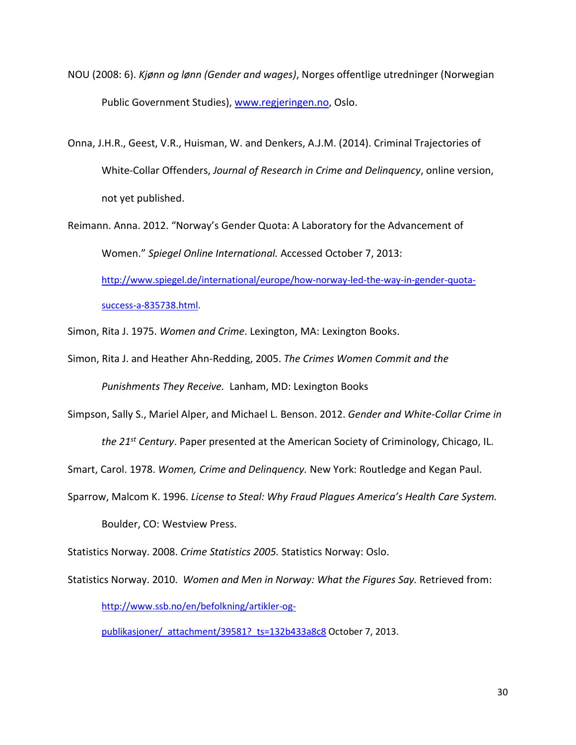NOU (2008: 6). *Kjønn og lønn (Gender and wages)*, Norges offentlige utredninger (Norwegian Public Government Studies), [www.regjeringen.no](http://www.regjeringen.no), Oslo.

Onna, J.H.R., Geest, V.R., Huisman, W. and Denkers, A.J.M. (2014). Criminal Trajectories of White-Collar Offenders, *Journal of Research in Crime and Delinquency*, online version, not yet published.

Reimann. Anna. 2012. "Norway's Gender Quota: A Laboratory for the Advancement of Women." *Spiegel Online International.* Accessed October 7, 2013: [http://www.spiegel.de/international/europe/how-norway-led-the-way-in-gender-quota-success-a-835738.html](http://www.spiegel.de/international/europe/how-norway-led-the-way-in-gender-quota-success-a-835738.html).

Simon, Rita J. 1975. *Women and Crime*. Lexington, MA: Lexington Books.

Simon, Rita J. and Heather Ahn-Redding, 2005. *The Crimes Women Commit and the Punishments They Receive.* Lanham, MD: Lexington Books

Simpson, Sally S., Mariel Alper, and Michael L. Benson. 2012. *Gender and White-Collar Crime in the 21st Century*. Paper presented at the American Society of Criminology, Chicago, IL.

Smart, Carol. 1978. *Women, Crime and Delinquency.* New York: Routledge and Kegan Paul.

Sparrow, Malcom K. 1996. *License to Steal: Why Fraud Plagues America's Health Care System.* Boulder, CO: Westview Press.

Statistics Norway. 2008. *Crime Statistics 2005.* Statistics Norway: Oslo.

Statistics Norway. 2010. *Women and Men in Norway: What the Figures Say.* Retrieved from: [http://www.ssb.no/en/befolkning/artikler-og-publikasjoner/_attachment/39581?_ts=132b433a8c8](http://www.ssb.no/en/befolkning/artikler-og-publikasjoner/_attachment/39581?_ts=132b433a8c8) October 7, 2013.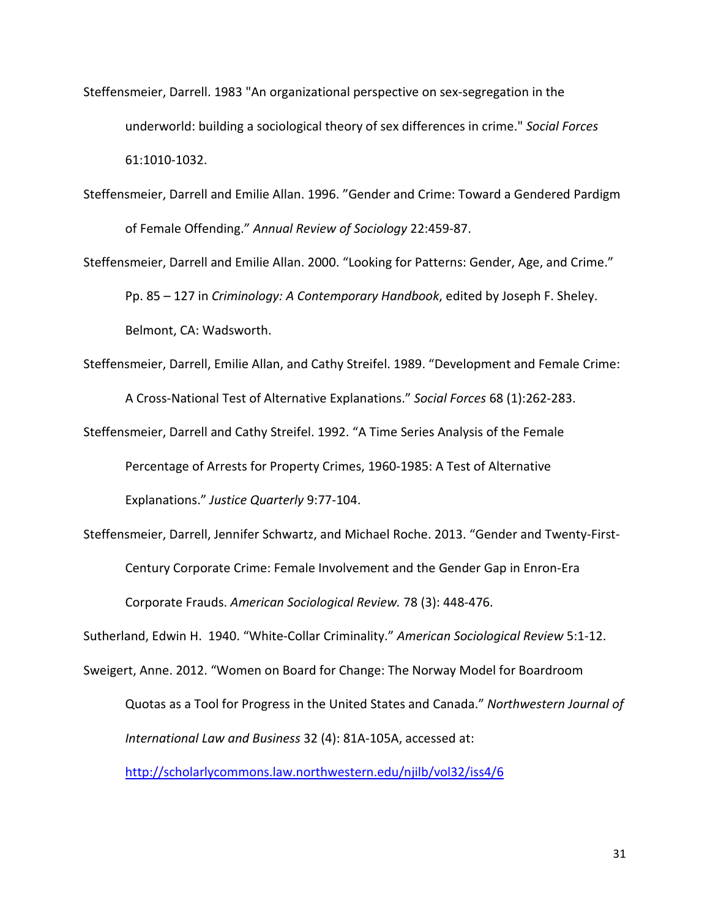Steffensmeier, Darrell. 1983 "An organizational perspective on sex-segregation in the underworld: building a sociological theory of sex differences in crime." *Social Forces* 61:1010-1032.

Steffensmeier, Darrell and Emilie Allan. 1996. "Gender and Crime: Toward a Gendered Pardigm of Female Offending." *Annual Review of Sociology* 22:459-87.

Steffensmeier, Darrell and Emilie Allan. 2000. "Looking for Patterns: Gender, Age, and Crime." Pp. 85 – 127 in *Criminology: A Contemporary Handbook*, edited by Joseph F. Sheley. Belmont, CA: Wadsworth.

Steffensmeier, Darrell, Emilie Allan, and Cathy Streifel. 1989. "Development and Female Crime: A Cross-National Test of Alternative Explanations." *Social Forces* 68 (1):262-283.

Steffensmeier, Darrell and Cathy Streifel. 1992. "A Time Series Analysis of the Female Percentage of Arrests for Property Crimes, 1960-1985: A Test of Alternative Explanations." *Justice Quarterly* 9:77-104.

Steffensmeier, Darrell, Jennifer Schwartz, and Michael Roche. 2013. "Gender and Twenty-First-Century Corporate Crime: Female Involvement and the Gender Gap in Enron-Era Corporate Frauds. *American Sociological Review.* 78 (3): 448-476.

Sutherland, Edwin H. 1940. "White-Collar Criminality." *American Sociological Review* 5:1-12.

Sweigert, Anne. 2012. "Women on Board for Change: The Norway Model for Boardroom Quotas as a Tool for Progress in the United States and Canada." *Northwestern Journal of International Law and Business* 32 (4): 81A-105A, accessed at: http://scholarlycommons.law.northwestern.edu/njilb/vol32/iss4/6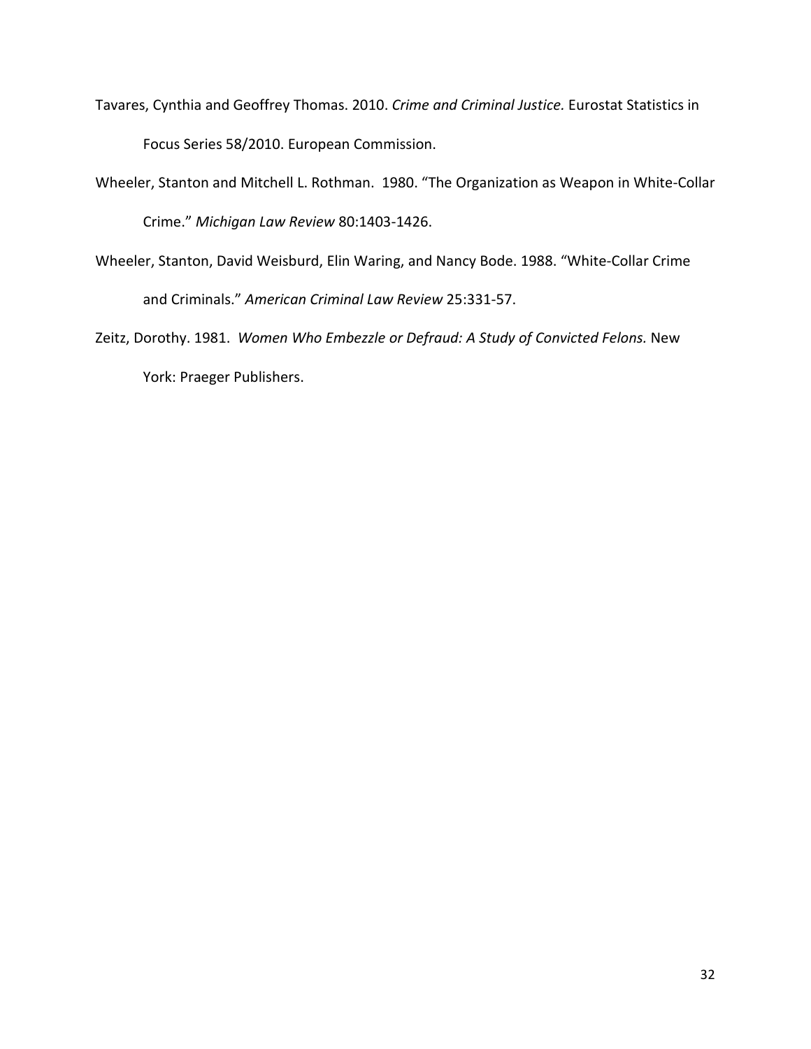Tavares, Cynthia and Geoffrey Thomas. 2010. *Crime and Criminal Justice.* Eurostat Statistics in Focus Series 58/2010. European Commission.

Wheeler, Stanton and Mitchell L. Rothman. 1980. "The Organization as Weapon in White-Collar Crime." *Michigan Law Review* 80:1403-1426.

Wheeler, Stanton, David Weisburd, Elin Waring, and Nancy Bode. 1988. "White-Collar Crime and Criminals." *American Criminal Law Review* 25:331-57.

Zeitz, Dorothy. 1981. *Women Who Embezzle or Defraud: A Study of Convicted Felons.* New York: Praeger Publishers.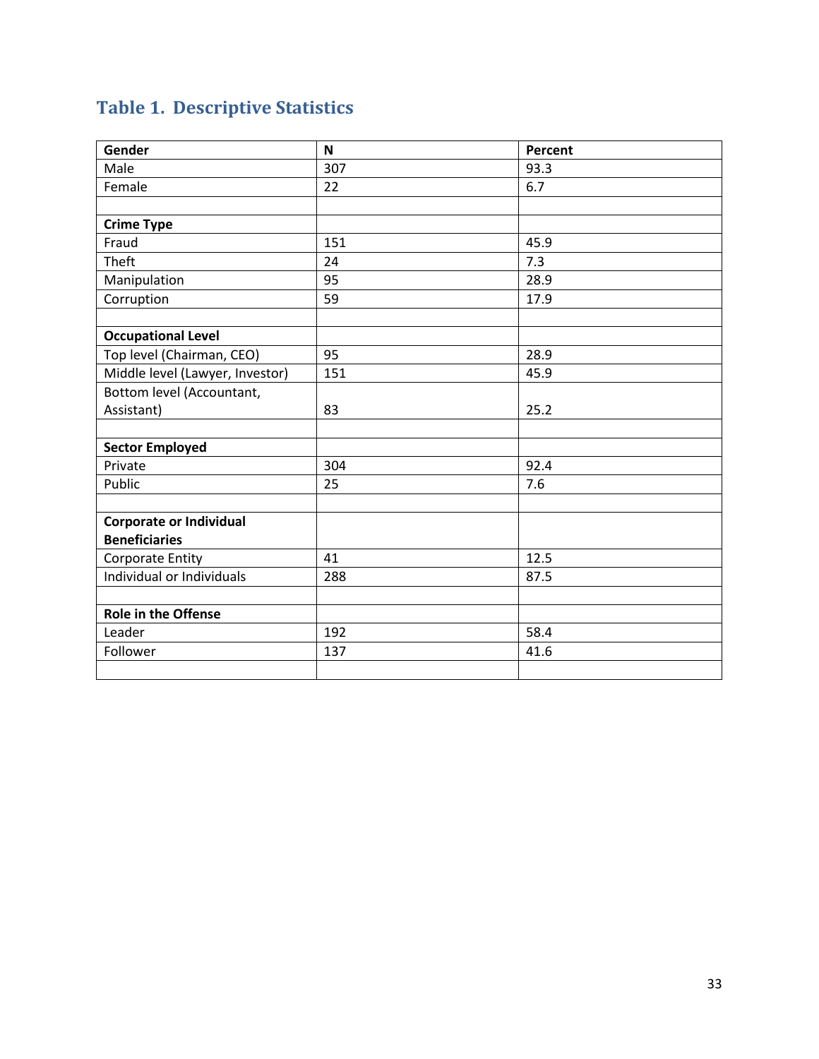## Table 1. Descriptive Statistics

| Gender | N | Percent |
|---|---|---|
| Male | 307 | 93.3 |
| Female | 22 | 6.7 |
| | | |
| **Crime Type** | | |
| Fraud | 151 | 45.9 |
| Theft | 24 | 7.3 |
| Manipulation | 95 | 28.9 |
| Corruption | 59 | 17.9 |
| | | |
| **Occupational Level** | | |
| Top level (Chairman, CEO) | 95 | 28.9 |
| Middle level (Lawyer, Investor) | 151 | 45.9 |
| Bottom level (Accountant, Assistant) | 83 | 25.2 |
| | | |
| **Sector Employed** | | |
| Private | 304 | 92.4 |
| Public | 25 | 7.6 |
| | | |
| **Corporate or Individual Beneficiaries** | | |
| Corporate Entity | 41 | 12.5 |
| Individual or Individuals | 288 | 87.5 |
| | | |
| **Role in the Offense** | | |
| Leader | 192 | 58.4 |
| Follower | 137 | 41.6 |
| | | |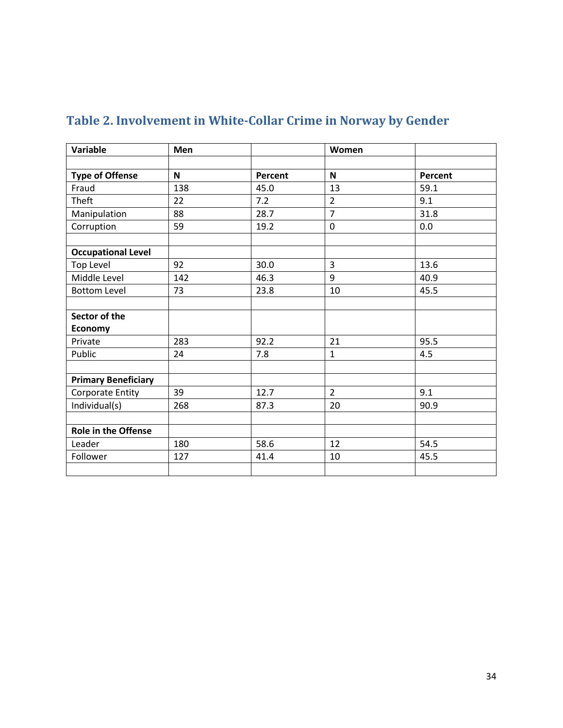## Table 2. Involvement in White-Collar Crime in Norway by Gender

| Variable | Men | | Women | |
|---|---|---|---|---|
| | | | | |
| **Type of Offense** | **N** | **Percent** | **N** | **Percent** |
| Fraud | 138 | 45.0 | 13 | 59.1 |
| Theft | 22 | 7.2 | 2 | 9.1 |
| Manipulation | 88 | 28.7 | 7 | 31.8 |
| Corruption | 59 | 19.2 | 0 | 0.0 |
| | | | | |
| **Occupational Level** | | | | |
| Top Level | 92 | 30.0 | 3 | 13.6 |
| Middle Level | 142 | 46.3 | 9 | 40.9 |
| Bottom Level | 73 | 23.8 | 10 | 45.5 |
| | | | | |
| **Sector of the Economy** | | | | |
| Private | 283 | 92.2 | 21 | 95.5 |
| Public | 24 | 7.8 | 1 | 4.5 |
| | | | | |
| **Primary Beneficiary** | | | | |
| Corporate Entity | 39 | 12.7 | 2 | 9.1 |
| Individual(s) | 268 | 87.3 | 20 | 90.9 |
| | | | | |
| **Role in the Offense** | | | | |
| Leader | 180 | 58.6 | 12 | 54.5 |
| Follower | 127 | 41.4 | 10 | 45.5 |
| | | | | |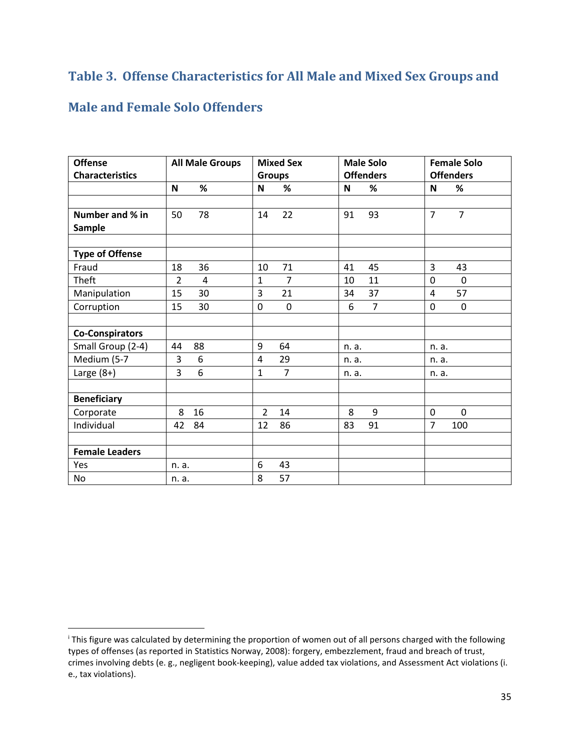## Table 3. Offense Characteristics for All Male and Mixed Sex Groups and Male and Female Solo Offenders

| Offense Characteristics | All Male Groups | | Mixed Sex Groups | | Male Solo Offenders | | Female Solo Offenders | |
|---|---|---|---|---|---|---|---|---|
| | N | % | N | % | N | % | N | % |
| | | | | | | | | |
| **Number and % in Sample** | 50 | 78 | 14 | 22 | 91 | 93 | 7 | 7 |
| | | | | | | | | |
| **Type of Offense** | | | | | | | | |
| Fraud | 18 | 36 | 10 | 71 | 41 | 45 | 3 | 43 |
| Theft | 2 | 4 | 1 | 7 | 10 | 11 | 0 | 0 |
| Manipulation | 15 | 30 | 3 | 21 | 34 | 37 | 4 | 57 |
| Corruption | 15 | 30 | 0 | 0 | 6 | 7 | 0 | 0 |
| | | | | | | | | |
| **Co-Conspirators** | | | | | | | | |
| Small Group (2-4) | 44 | 88 | 9 | 64 | n. a. | | n. a. | |
| Medium (5-7 | 3 | 6 | 4 | 29 | n. a. | | n. a. | |
| Large (8+) | 3 | 6 | 1 | 7 | n. a. | | n. a. | |
| | | | | | | | | |
| **Beneficiary** | | | | | | | | |
| Corporate | 8 | 16 | 2 | 14 | 8 | 9 | 0 | 0 |
| Individual | 42 | 84 | 12 | 86 | 83 | 91 | 7 | 100 |
| | | | | | | | | |
| **Female Leaders** | | | | | | | | |
| Yes | n. a. | | 6 | 43 | | | | |
| No | n. a. | | 8 | 57 | | | | |

---

[i] This figure was calculated by determining the proportion of women out of all persons charged with the following types of offenses (as reported in Statistics Norway, 2008): forgery, embezzlement, fraud and breach of trust, crimes involving debts (e. g., negligent book-keeping), value added tax violations, and Assessment Act violations (i. e., tax violations).